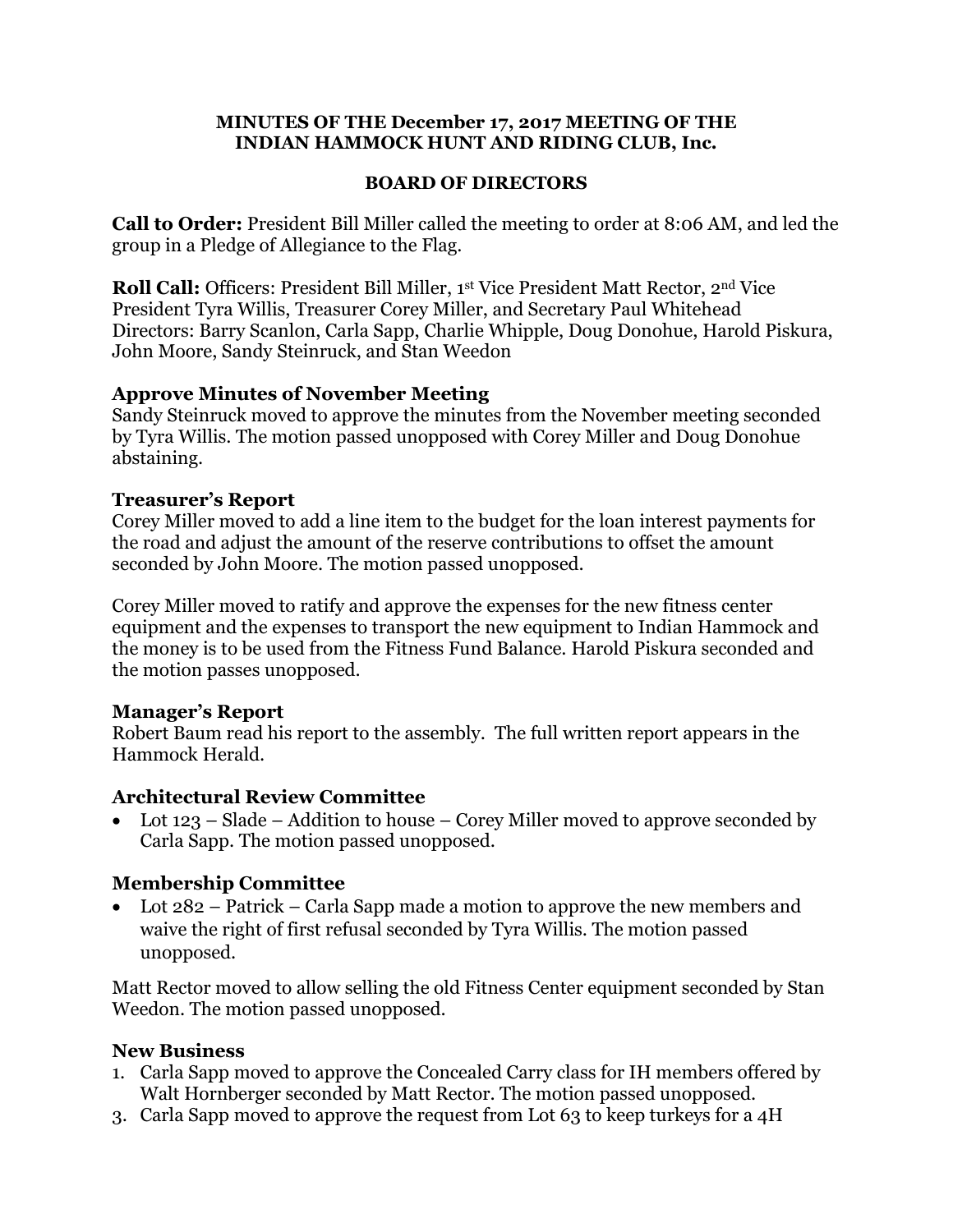**MINUTES OF THE December 17, 2017 MEETING OF THE INDIAN HAMMOCK HUNT AND RIDING CLUB, Inc.**

**BOARD OF DIRECTORS**

**Call to Order:** President Bill Miller called the meeting to order at 8:06 AM, and led the group in a Pledge of Allegiance to the Flag.

**Roll Call:** Officers: President Bill Miller, 1st Vice President Matt Rector, 2nd Vice President Tyra Willis, Treasurer Corey Miller, and Secretary Paul Whitehead
Directors: Barry Scanlon, Carla Sapp, Charlie Whipple, Doug Donohue, Harold Piskura, John Moore, Sandy Steinruck, and Stan Weedon

### Approve Minutes of November Meeting

Sandy Steinruck moved to approve the minutes from the November meeting seconded by Tyra Willis. The motion passed unopposed with Corey Miller and Doug Donohue abstaining.

### Treasurer's Report

Corey Miller moved to add a line item to the budget for the loan interest payments for the road and adjust the amount of the reserve contributions to offset the amount seconded by John Moore. The motion passed unopposed.

Corey Miller moved to ratify and approve the expenses for the new fitness center equipment and the expenses to transport the new equipment to Indian Hammock and the money is to be used from the Fitness Fund Balance. Harold Piskura seconded and the motion passes unopposed.

### Manager's Report

Robert Baum read his report to the assembly. The full written report appears in the Hammock Herald.

### Architectural Review Committee

- Lot 123 – Slade – Addition to house – Corey Miller moved to approve seconded by Carla Sapp. The motion passed unopposed.

### Membership Committee

- Lot 282 – Patrick – Carla Sapp made a motion to approve the new members and waive the right of first refusal seconded by Tyra Willis. The motion passed unopposed.

Matt Rector moved to allow selling the old Fitness Center equipment seconded by Stan Weedon. The motion passed unopposed.

### New Business

1. Carla Sapp moved to approve the Concealed Carry class for IH members offered by Walt Hornberger seconded by Matt Rector. The motion passed unopposed.
3. Carla Sapp moved to approve the request from Lot 63 to keep turkeys for a 4H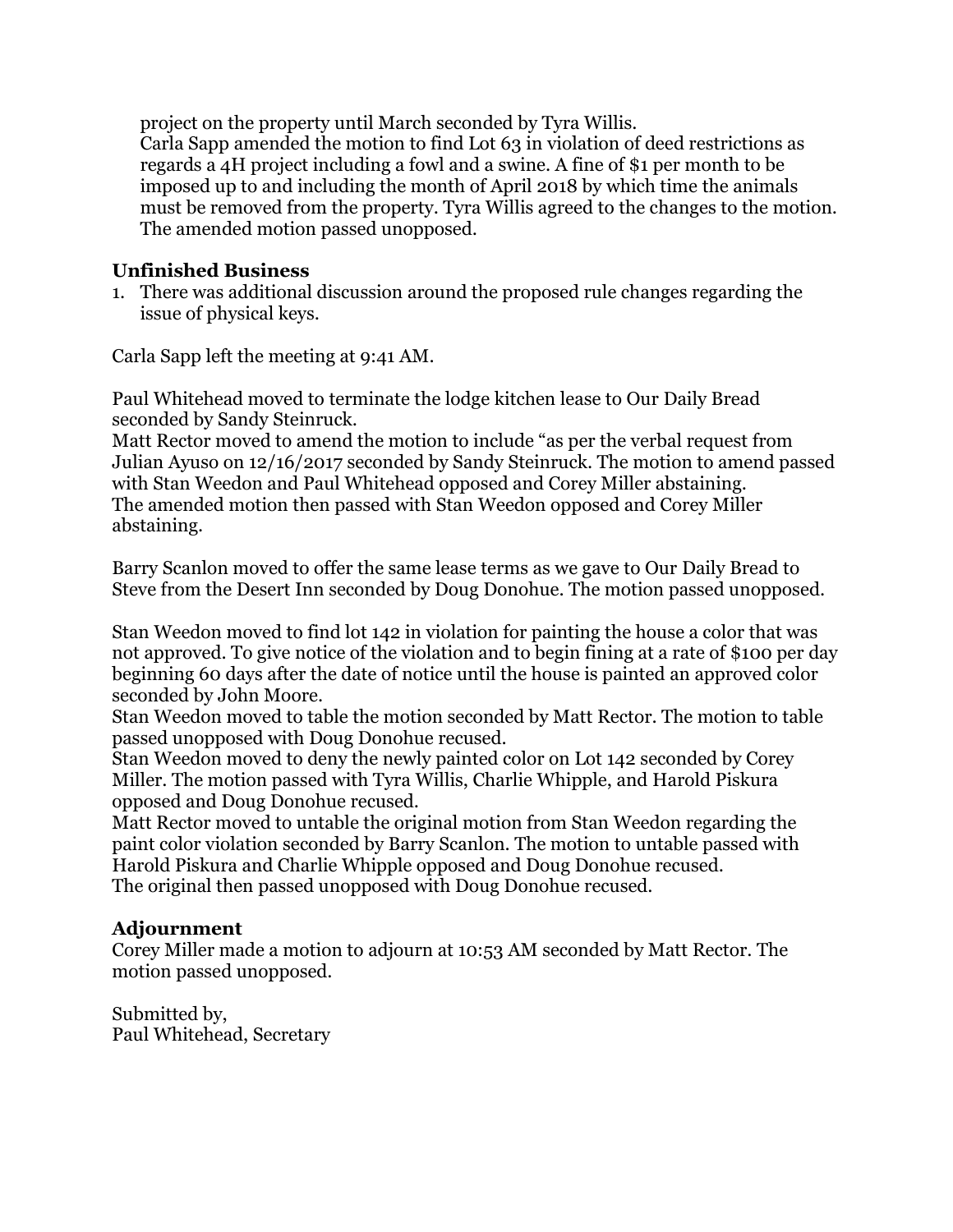project on the property until March seconded by Tyra Willis.
Carla Sapp amended the motion to find Lot 63 in violation of deed restrictions as regards a 4H project including a fowl and a swine. A fine of $1 per month to be imposed up to and including the month of April 2018 by which time the animals must be removed from the property. Tyra Willis agreed to the changes to the motion. The amended motion passed unopposed.

### Unfinished Business

1. There was additional discussion around the proposed rule changes regarding the issue of physical keys.

Carla Sapp left the meeting at 9:41 AM.

Paul Whitehead moved to terminate the lodge kitchen lease to Our Daily Bread seconded by Sandy Steinruck.
Matt Rector moved to amend the motion to include "as per the verbal request from Julian Ayuso on 12/16/2017 seconded by Sandy Steinruck. The motion to amend passed with Stan Weedon and Paul Whitehead opposed and Corey Miller abstaining.
The amended motion then passed with Stan Weedon opposed and Corey Miller abstaining.

Barry Scanlon moved to offer the same lease terms as we gave to Our Daily Bread to Steve from the Desert Inn seconded by Doug Donohue. The motion passed unopposed.

Stan Weedon moved to find lot 142 in violation for painting the house a color that was not approved. To give notice of the violation and to begin fining at a rate of $100 per day beginning 60 days after the date of notice until the house is painted an approved color seconded by John Moore.
Stan Weedon moved to table the motion seconded by Matt Rector. The motion to table passed unopposed with Doug Donohue recused.
Stan Weedon moved to deny the newly painted color on Lot 142 seconded by Corey Miller. The motion passed with Tyra Willis, Charlie Whipple, and Harold Piskura opposed and Doug Donohue recused.
Matt Rector moved to untable the original motion from Stan Weedon regarding the paint color violation seconded by Barry Scanlon. The motion to untable passed with Harold Piskura and Charlie Whipple opposed and Doug Donohue recused.
The original then passed unopposed with Doug Donohue recused.

### Adjournment

Corey Miller made a motion to adjourn at 10:53 AM seconded by Matt Rector. The motion passed unopposed.

Submitted by,
Paul Whitehead, Secretary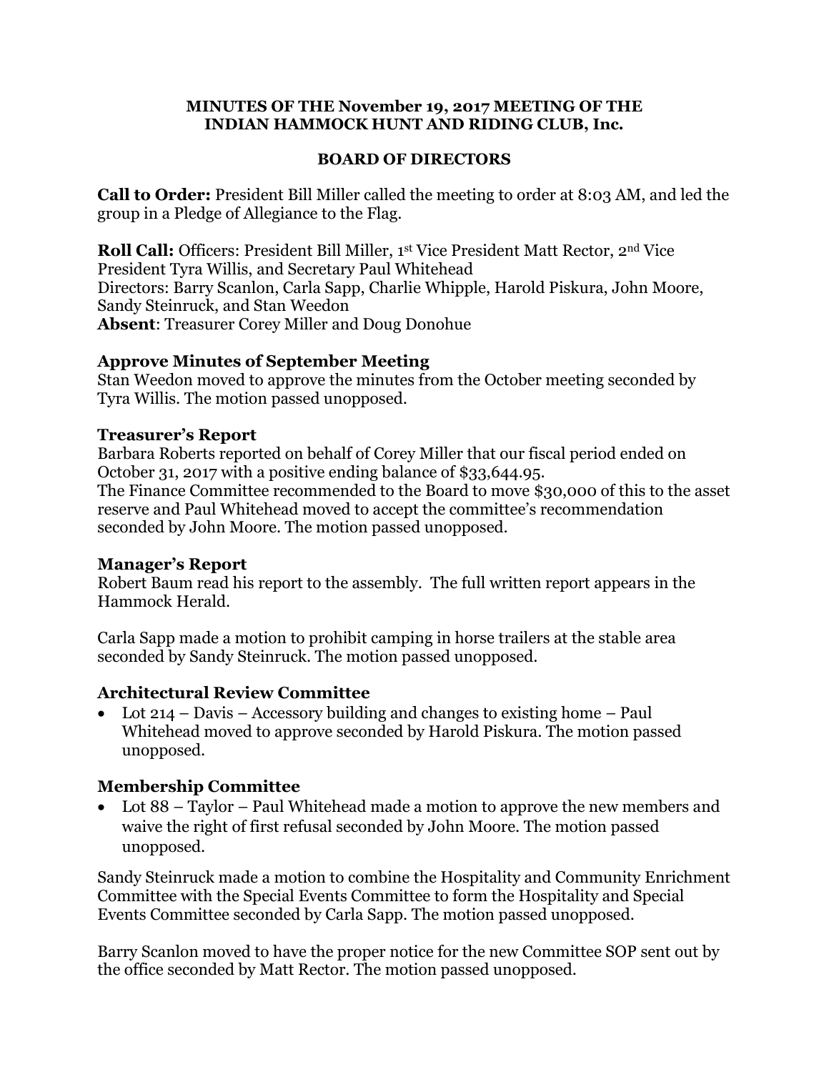**MINUTES OF THE November 19, 2017 MEETING OF THE INDIAN HAMMOCK HUNT AND RIDING CLUB, Inc.**

**BOARD OF DIRECTORS**

**Call to Order:** President Bill Miller called the meeting to order at 8:03 AM, and led the group in a Pledge of Allegiance to the Flag.

**Roll Call:** Officers: President Bill Miller, 1st Vice President Matt Rector, 2nd Vice President Tyra Willis, and Secretary Paul Whitehead
Directors: Barry Scanlon, Carla Sapp, Charlie Whipple, Harold Piskura, John Moore, Sandy Steinruck, and Stan Weedon
**Absent**: Treasurer Corey Miller and Doug Donohue

### Approve Minutes of September Meeting

Stan Weedon moved to approve the minutes from the October meeting seconded by Tyra Willis. The motion passed unopposed.

### Treasurer's Report

Barbara Roberts reported on behalf of Corey Miller that our fiscal period ended on October 31, 2017 with a positive ending balance of $33,644.95.
The Finance Committee recommended to the Board to move $30,000 of this to the asset reserve and Paul Whitehead moved to accept the committee's recommendation seconded by John Moore. The motion passed unopposed.

### Manager's Report

Robert Baum read his report to the assembly. The full written report appears in the Hammock Herald.

Carla Sapp made a motion to prohibit camping in horse trailers at the stable area seconded by Sandy Steinruck. The motion passed unopposed.

### Architectural Review Committee

- Lot 214 – Davis – Accessory building and changes to existing home – Paul Whitehead moved to approve seconded by Harold Piskura. The motion passed unopposed.

### Membership Committee

- Lot 88 – Taylor – Paul Whitehead made a motion to approve the new members and waive the right of first refusal seconded by John Moore. The motion passed unopposed.

Sandy Steinruck made a motion to combine the Hospitality and Community Enrichment Committee with the Special Events Committee to form the Hospitality and Special Events Committee seconded by Carla Sapp. The motion passed unopposed.

Barry Scanlon moved to have the proper notice for the new Committee SOP sent out by the office seconded by Matt Rector. The motion passed unopposed.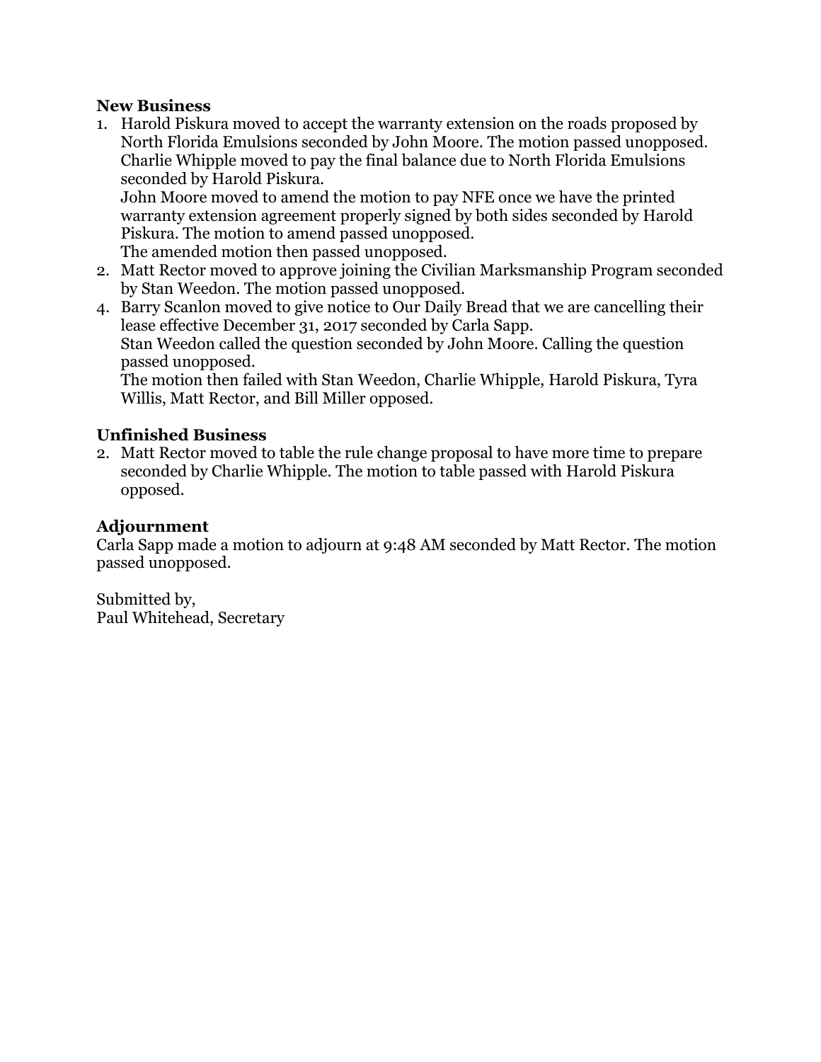**New Business**

1. Harold Piskura moved to accept the warranty extension on the roads proposed by North Florida Emulsions seconded by John Moore. The motion passed unopposed.
   Charlie Whipple moved to pay the final balance due to North Florida Emulsions seconded by Harold Piskura.
   John Moore moved to amend the motion to pay NFE once we have the printed warranty extension agreement properly signed by both sides seconded by Harold Piskura. The motion to amend passed unopposed.
   The amended motion then passed unopposed.
2. Matt Rector moved to approve joining the Civilian Marksmanship Program seconded by Stan Weedon. The motion passed unopposed.
4. Barry Scanlon moved to give notice to Our Daily Bread that we are cancelling their lease effective December 31, 2017 seconded by Carla Sapp.
   Stan Weedon called the question seconded by John Moore. Calling the question passed unopposed.
   The motion then failed with Stan Weedon, Charlie Whipple, Harold Piskura, Tyra Willis, Matt Rector, and Bill Miller opposed.

## Unfinished Business

2. Matt Rector moved to table the rule change proposal to have more time to prepare seconded by Charlie Whipple. The motion to table passed with Harold Piskura opposed.

## Adjournment

Carla Sapp made a motion to adjourn at 9:48 AM seconded by Matt Rector. The motion passed unopposed.

Submitted by,
Paul Whitehead, Secretary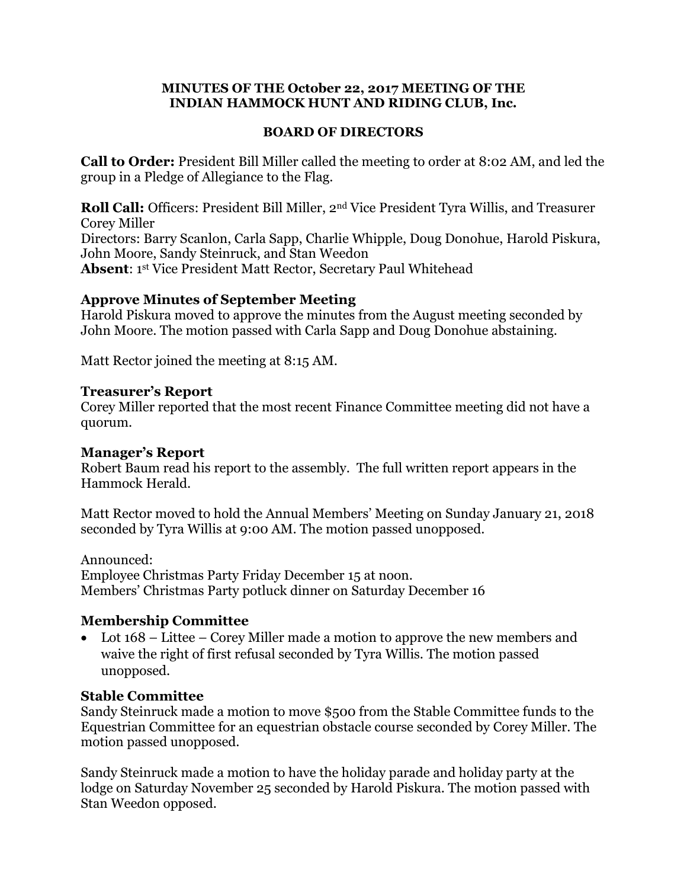**MINUTES OF THE October 22, 2017 MEETING OF THE INDIAN HAMMOCK HUNT AND RIDING CLUB, Inc.**

**BOARD OF DIRECTORS**

**Call to Order:** President Bill Miller called the meeting to order at 8:02 AM, and led the group in a Pledge of Allegiance to the Flag.

**Roll Call:** Officers: President Bill Miller, 2nd Vice President Tyra Willis, and Treasurer Corey Miller
Directors: Barry Scanlon, Carla Sapp, Charlie Whipple, Doug Donohue, Harold Piskura, John Moore, Sandy Steinruck, and Stan Weedon
**Absent**: 1st Vice President Matt Rector, Secretary Paul Whitehead

### Approve Minutes of September Meeting

Harold Piskura moved to approve the minutes from the August meeting seconded by John Moore. The motion passed with Carla Sapp and Doug Donohue abstaining.

Matt Rector joined the meeting at 8:15 AM.

### Treasurer's Report

Corey Miller reported that the most recent Finance Committee meeting did not have a quorum.

### Manager's Report

Robert Baum read his report to the assembly. The full written report appears in the Hammock Herald.

Matt Rector moved to hold the Annual Members' Meeting on Sunday January 21, 2018 seconded by Tyra Willis at 9:00 AM. The motion passed unopposed.

Announced:
Employee Christmas Party Friday December 15 at noon.
Members' Christmas Party potluck dinner on Saturday December 16

### Membership Committee

- Lot 168 – Littee – Corey Miller made a motion to approve the new members and waive the right of first refusal seconded by Tyra Willis. The motion passed unopposed.

### Stable Committee

Sandy Steinruck made a motion to move $500 from the Stable Committee funds to the Equestrian Committee for an equestrian obstacle course seconded by Corey Miller. The motion passed unopposed.

Sandy Steinruck made a motion to have the holiday parade and holiday party at the lodge on Saturday November 25 seconded by Harold Piskura. The motion passed with Stan Weedon opposed.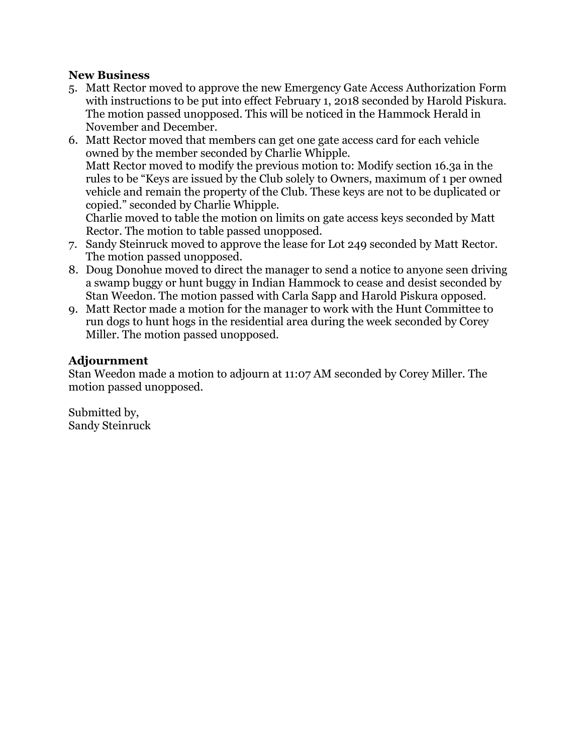**New Business**

5. Matt Rector moved to approve the new Emergency Gate Access Authorization Form with instructions to be put into effect February 1, 2018 seconded by Harold Piskura. The motion passed unopposed. This will be noticed in the Hammock Herald in November and December.
6. Matt Rector moved that members can get one gate access card for each vehicle owned by the member seconded by Charlie Whipple.
   Matt Rector moved to modify the previous motion to: Modify section 16.3a in the rules to be "Keys are issued by the Club solely to Owners, maximum of 1 per owned vehicle and remain the property of the Club. These keys are not to be duplicated or copied." seconded by Charlie Whipple.
   Charlie moved to table the motion on limits on gate access keys seconded by Matt Rector. The motion to table passed unopposed.
7. Sandy Steinruck moved to approve the lease for Lot 249 seconded by Matt Rector. The motion passed unopposed.
8. Doug Donohue moved to direct the manager to send a notice to anyone seen driving a swamp buggy or hunt buggy in Indian Hammock to cease and desist seconded by Stan Weedon. The motion passed with Carla Sapp and Harold Piskura opposed.
9. Matt Rector made a motion for the manager to work with the Hunt Committee to run dogs to hunt hogs in the residential area during the week seconded by Corey Miller. The motion passed unopposed.

## Adjournment

Stan Weedon made a motion to adjourn at 11:07 AM seconded by Corey Miller. The motion passed unopposed.

Submitted by,
Sandy Steinruck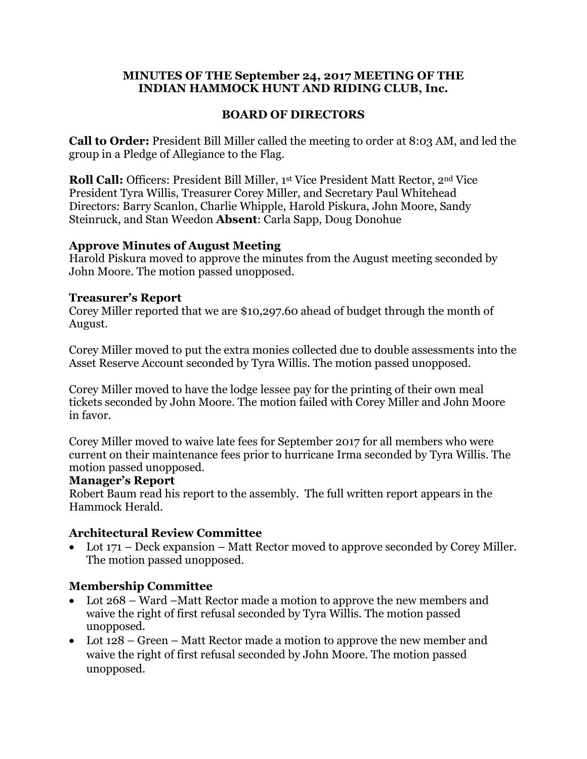**MINUTES OF THE September 24, 2017 MEETING OF THE INDIAN HAMMOCK HUNT AND RIDING CLUB, Inc.**

**BOARD OF DIRECTORS**

**Call to Order:** President Bill Miller called the meeting to order at 8:03 AM, and led the group in a Pledge of Allegiance to the Flag.

**Roll Call:** Officers: President Bill Miller, 1st Vice President Matt Rector, 2nd Vice President Tyra Willis, Treasurer Corey Miller, and Secretary Paul Whitehead Directors: Barry Scanlon, Charlie Whipple, Harold Piskura, John Moore, Sandy Steinruck, and Stan Weedon **Absent**: Carla Sapp, Doug Donohue

### Approve Minutes of August Meeting

Harold Piskura moved to approve the minutes from the August meeting seconded by John Moore. The motion passed unopposed.

### Treasurer's Report

Corey Miller reported that we are $10,297.60 ahead of budget through the month of August.

Corey Miller moved to put the extra monies collected due to double assessments into the Asset Reserve Account seconded by Tyra Willis. The motion passed unopposed.

Corey Miller moved to have the lodge lessee pay for the printing of their own meal tickets seconded by John Moore. The motion failed with Corey Miller and John Moore in favor.

Corey Miller moved to waive late fees for September 2017 for all members who were current on their maintenance fees prior to hurricane Irma seconded by Tyra Willis. The motion passed unopposed.

### Manager's Report

Robert Baum read his report to the assembly. The full written report appears in the Hammock Herald.

### Architectural Review Committee

- Lot 171 – Deck expansion – Matt Rector moved to approve seconded by Corey Miller. The motion passed unopposed.

### Membership Committee

- Lot 268 – Ward –Matt Rector made a motion to approve the new members and waive the right of first refusal seconded by Tyra Willis. The motion passed unopposed.
- Lot 128 – Green – Matt Rector made a motion to approve the new member and waive the right of first refusal seconded by John Moore. The motion passed unopposed.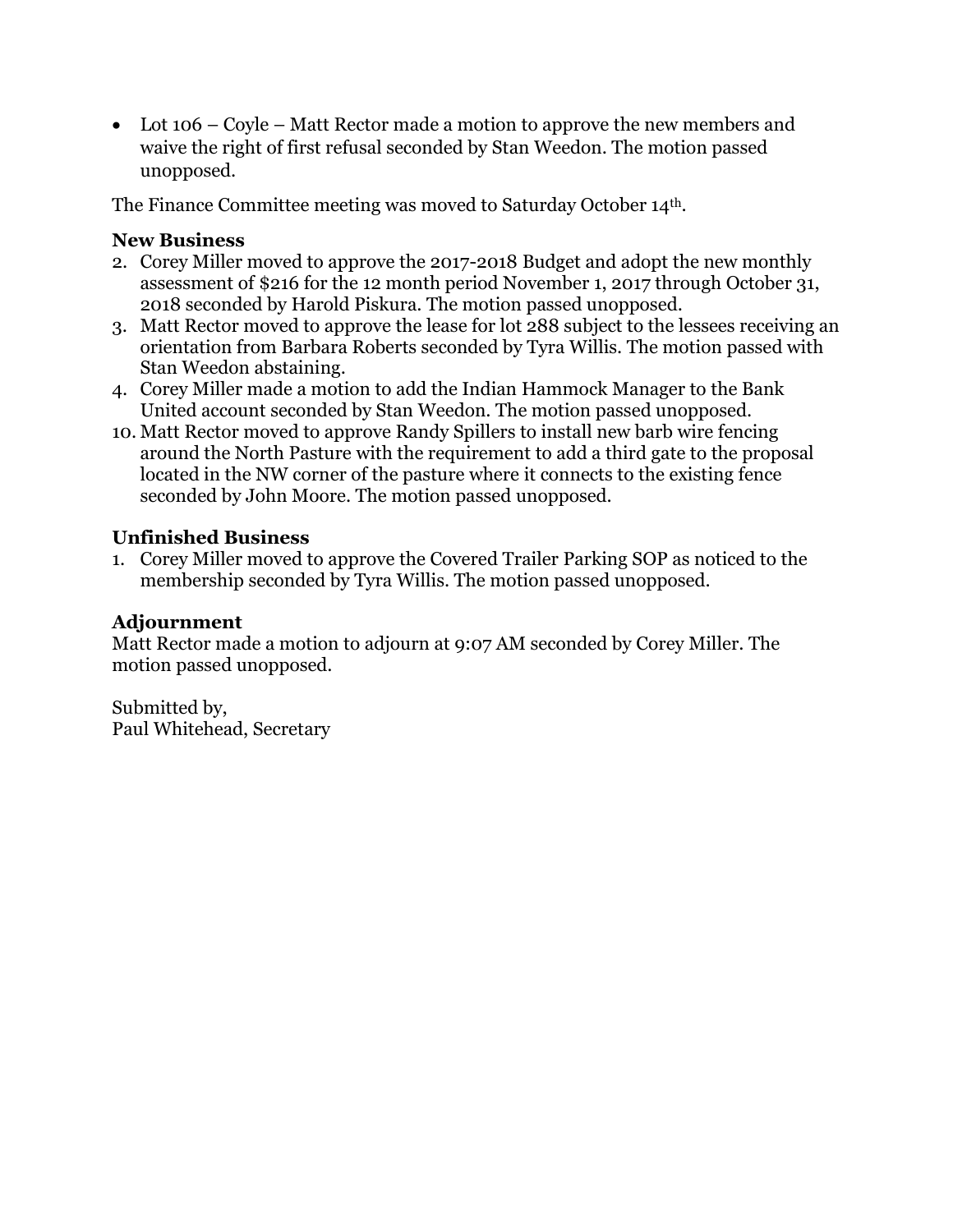- Lot 106 – Coyle – Matt Rector made a motion to approve the new members and waive the right of first refusal seconded by Stan Weedon. The motion passed unopposed.

The Finance Committee meeting was moved to Saturday October 14th.

### New Business

2. Corey Miller moved to approve the 2017-2018 Budget and adopt the new monthly assessment of $216 for the 12 month period November 1, 2017 through October 31, 2018 seconded by Harold Piskura. The motion passed unopposed.
3. Matt Rector moved to approve the lease for lot 288 subject to the lessees receiving an orientation from Barbara Roberts seconded by Tyra Willis. The motion passed with Stan Weedon abstaining.
4. Corey Miller made a motion to add the Indian Hammock Manager to the Bank United account seconded by Stan Weedon. The motion passed unopposed.
10. Matt Rector moved to approve Randy Spillers to install new barb wire fencing around the North Pasture with the requirement to add a third gate to the proposal located in the NW corner of the pasture where it connects to the existing fence seconded by John Moore. The motion passed unopposed.

### Unfinished Business

1. Corey Miller moved to approve the Covered Trailer Parking SOP as noticed to the membership seconded by Tyra Willis. The motion passed unopposed.

### Adjournment

Matt Rector made a motion to adjourn at 9:07 AM seconded by Corey Miller. The motion passed unopposed.

Submitted by,
Paul Whitehead, Secretary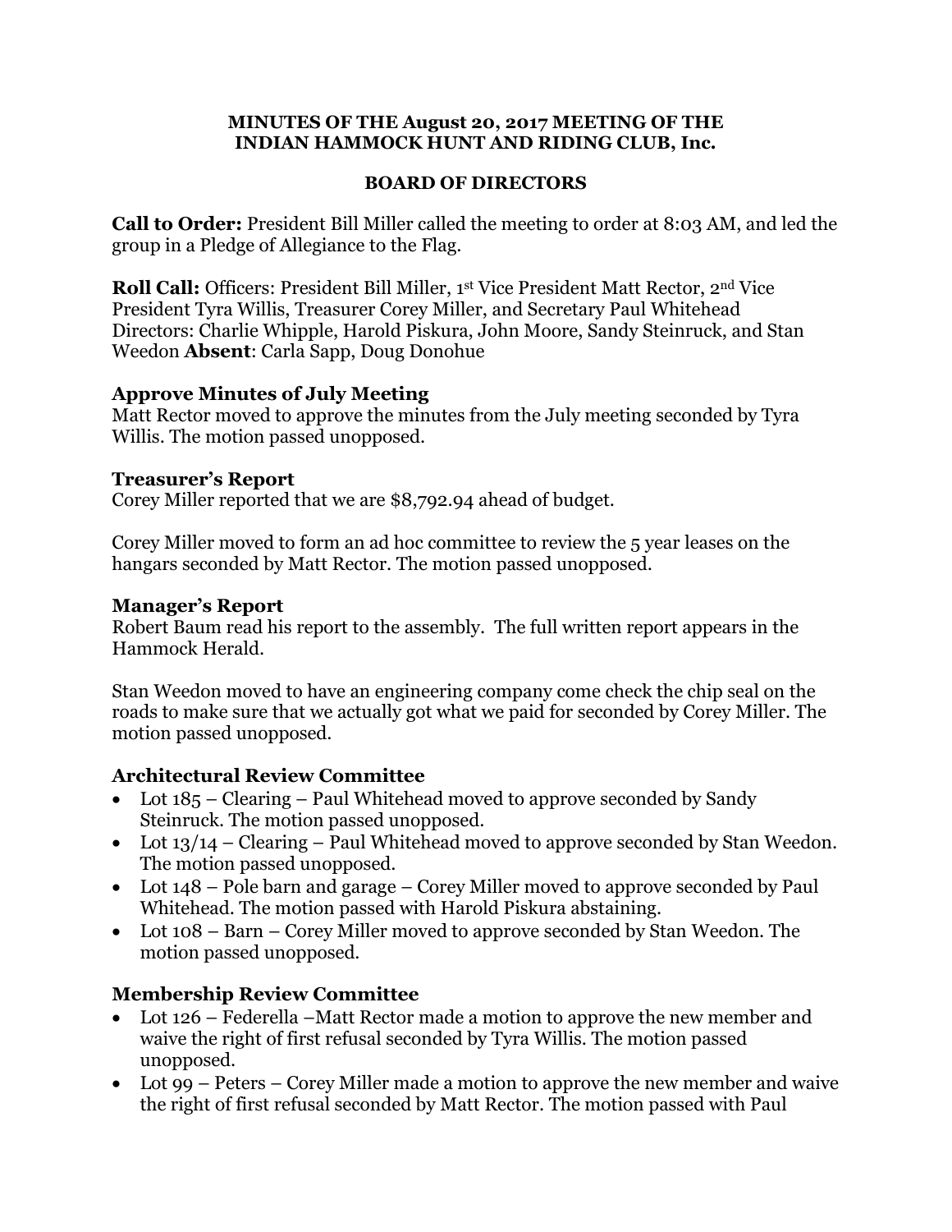**MINUTES OF THE August 20, 2017 MEETING OF THE INDIAN HAMMOCK HUNT AND RIDING CLUB, Inc.**

**BOARD OF DIRECTORS**

**Call to Order:** President Bill Miller called the meeting to order at 8:03 AM, and led the group in a Pledge of Allegiance to the Flag.

**Roll Call:** Officers: President Bill Miller, 1st Vice President Matt Rector, 2nd Vice President Tyra Willis, Treasurer Corey Miller, and Secretary Paul Whitehead Directors: Charlie Whipple, Harold Piskura, John Moore, Sandy Steinruck, and Stan Weedon **Absent**: Carla Sapp, Doug Donohue

### Approve Minutes of July Meeting

Matt Rector moved to approve the minutes from the July meeting seconded by Tyra Willis. The motion passed unopposed.

### Treasurer's Report

Corey Miller reported that we are $8,792.94 ahead of budget.

Corey Miller moved to form an ad hoc committee to review the 5 year leases on the hangars seconded by Matt Rector. The motion passed unopposed.

### Manager's Report

Robert Baum read his report to the assembly. The full written report appears in the Hammock Herald.

Stan Weedon moved to have an engineering company come check the chip seal on the roads to make sure that we actually got what we paid for seconded by Corey Miller. The motion passed unopposed.

### Architectural Review Committee

- Lot 185 – Clearing – Paul Whitehead moved to approve seconded by Sandy Steinruck. The motion passed unopposed.
- Lot 13/14 – Clearing – Paul Whitehead moved to approve seconded by Stan Weedon. The motion passed unopposed.
- Lot 148 – Pole barn and garage – Corey Miller moved to approve seconded by Paul Whitehead. The motion passed with Harold Piskura abstaining.
- Lot 108 – Barn – Corey Miller moved to approve seconded by Stan Weedon. The motion passed unopposed.

### Membership Review Committee

- Lot 126 – Federella –Matt Rector made a motion to approve the new member and waive the right of first refusal seconded by Tyra Willis. The motion passed unopposed.
- Lot 99 – Peters – Corey Miller made a motion to approve the new member and waive the right of first refusal seconded by Matt Rector. The motion passed with Paul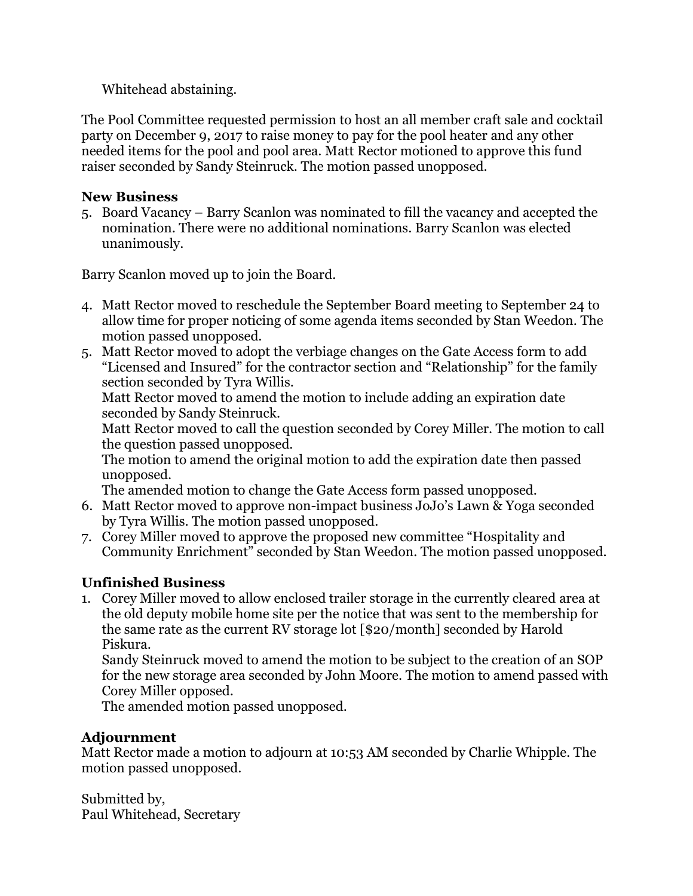Whitehead abstaining.

The Pool Committee requested permission to host an all member craft sale and cocktail party on December 9, 2017 to raise money to pay for the pool heater and any other needed items for the pool and pool area. Matt Rector motioned to approve this fund raiser seconded by Sandy Steinruck. The motion passed unopposed.

### New Business

5. Board Vacancy – Barry Scanlon was nominated to fill the vacancy and accepted the nomination. There were no additional nominations. Barry Scanlon was elected unanimously.

Barry Scanlon moved up to join the Board.

4. Matt Rector moved to reschedule the September Board meeting to September 24 to allow time for proper noticing of some agenda items seconded by Stan Weedon. The motion passed unopposed.
5. Matt Rector moved to adopt the verbiage changes on the Gate Access form to add "Licensed and Insured" for the contractor section and "Relationship" for the family section seconded by Tyra Willis.
   Matt Rector moved to amend the motion to include adding an expiration date seconded by Sandy Steinruck.
   Matt Rector moved to call the question seconded by Corey Miller. The motion to call the question passed unopposed.
   The motion to amend the original motion to add the expiration date then passed unopposed.
   The amended motion to change the Gate Access form passed unopposed.
6. Matt Rector moved to approve non-impact business JoJo's Lawn & Yoga seconded by Tyra Willis. The motion passed unopposed.
7. Corey Miller moved to approve the proposed new committee "Hospitality and Community Enrichment" seconded by Stan Weedon. The motion passed unopposed.

### Unfinished Business

1. Corey Miller moved to allow enclosed trailer storage in the currently cleared area at the old deputy mobile home site per the notice that was sent to the membership for the same rate as the current RV storage lot [$20/month] seconded by Harold Piskura.
   Sandy Steinruck moved to amend the motion to be subject to the creation of an SOP for the new storage area seconded by John Moore. The motion to amend passed with Corey Miller opposed.
   The amended motion passed unopposed.

### Adjournment

Matt Rector made a motion to adjourn at 10:53 AM seconded by Charlie Whipple. The motion passed unopposed.

Submitted by,
Paul Whitehead, Secretary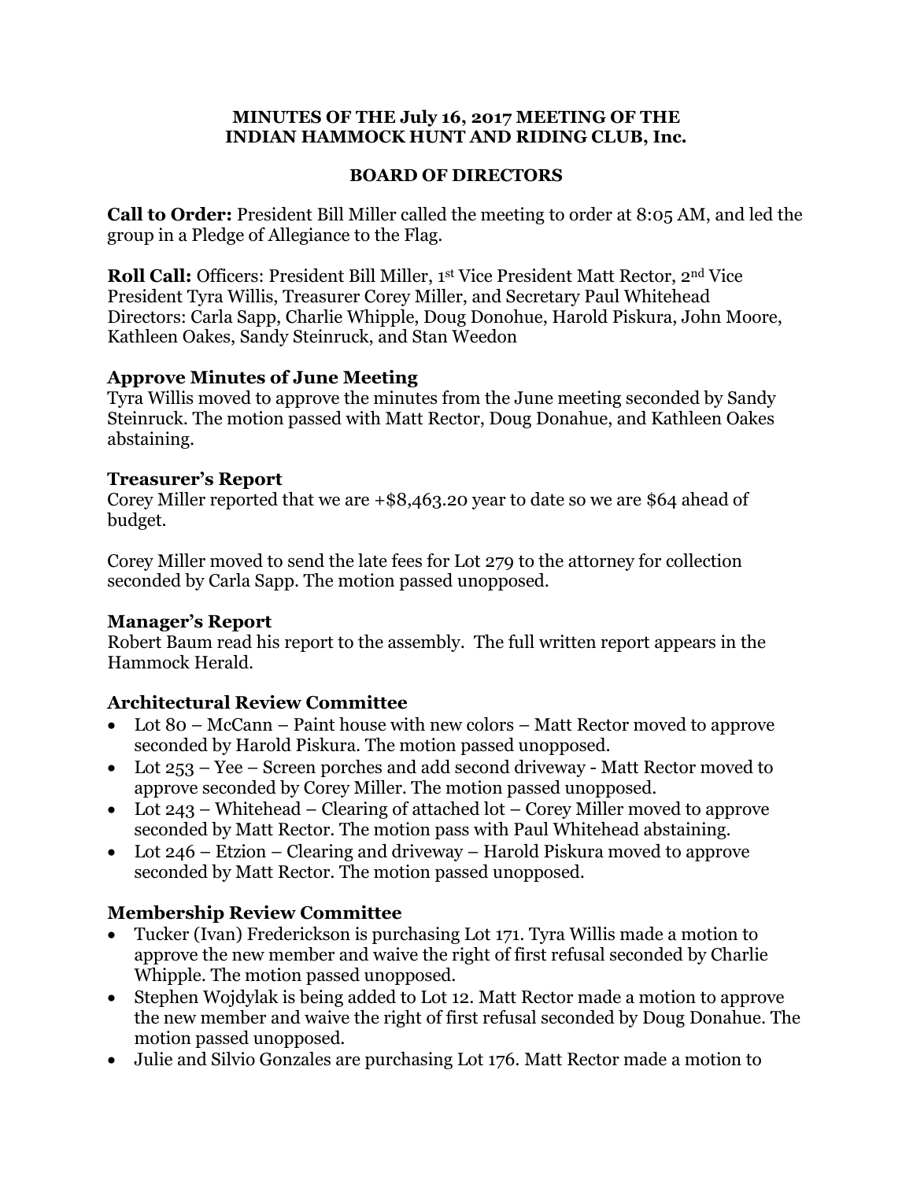**MINUTES OF THE July 16, 2017 MEETING OF THE INDIAN HAMMOCK HUNT AND RIDING CLUB, Inc.**

**BOARD OF DIRECTORS**

**Call to Order:** President Bill Miller called the meeting to order at 8:05 AM, and led the group in a Pledge of Allegiance to the Flag.

**Roll Call:** Officers: President Bill Miller, 1st Vice President Matt Rector, 2nd Vice President Tyra Willis, Treasurer Corey Miller, and Secretary Paul Whitehead
Directors: Carla Sapp, Charlie Whipple, Doug Donohue, Harold Piskura, John Moore, Kathleen Oakes, Sandy Steinruck, and Stan Weedon

### Approve Minutes of June Meeting

Tyra Willis moved to approve the minutes from the June meeting seconded by Sandy Steinruck. The motion passed with Matt Rector, Doug Donahue, and Kathleen Oakes abstaining.

### Treasurer's Report

Corey Miller reported that we are +$8,463.20 year to date so we are $64 ahead of budget.

Corey Miller moved to send the late fees for Lot 279 to the attorney for collection seconded by Carla Sapp. The motion passed unopposed.

### Manager's Report

Robert Baum read his report to the assembly. The full written report appears in the Hammock Herald.

### Architectural Review Committee

- Lot 80 – McCann – Paint house with new colors – Matt Rector moved to approve seconded by Harold Piskura. The motion passed unopposed.
- Lot 253 – Yee – Screen porches and add second driveway - Matt Rector moved to approve seconded by Corey Miller. The motion passed unopposed.
- Lot 243 – Whitehead – Clearing of attached lot – Corey Miller moved to approve seconded by Matt Rector. The motion pass with Paul Whitehead abstaining.
- Lot 246 – Etzion – Clearing and driveway – Harold Piskura moved to approve seconded by Matt Rector. The motion passed unopposed.

### Membership Review Committee

- Tucker (Ivan) Frederickson is purchasing Lot 171. Tyra Willis made a motion to approve the new member and waive the right of first refusal seconded by Charlie Whipple. The motion passed unopposed.
- Stephen Wojdylak is being added to Lot 12. Matt Rector made a motion to approve the new member and waive the right of first refusal seconded by Doug Donahue. The motion passed unopposed.
- Julie and Silvio Gonzales are purchasing Lot 176. Matt Rector made a motion to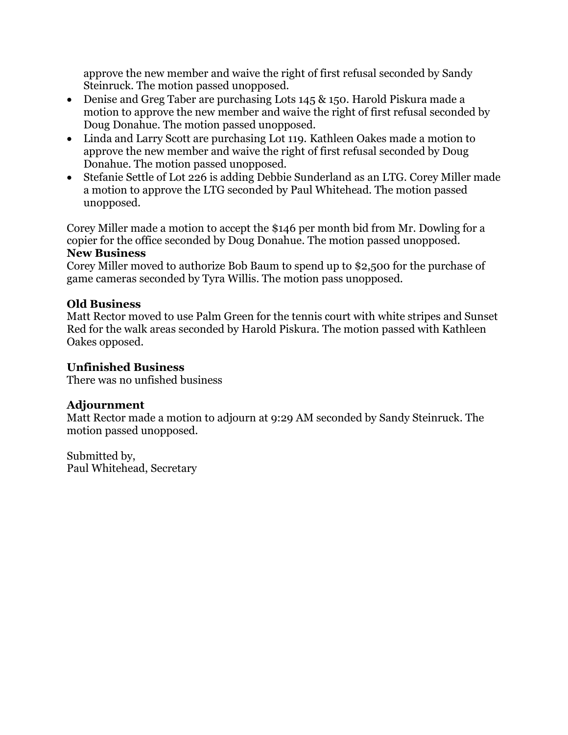approve the new member and waive the right of first refusal seconded by Sandy Steinruck. The motion passed unopposed.

- Denise and Greg Taber are purchasing Lots 145 & 150. Harold Piskura made a motion to approve the new member and waive the right of first refusal seconded by Doug Donahue. The motion passed unopposed.
- Linda and Larry Scott are purchasing Lot 119. Kathleen Oakes made a motion to approve the new member and waive the right of first refusal seconded by Doug Donahue. The motion passed unopposed.
- Stefanie Settle of Lot 226 is adding Debbie Sunderland as an LTG. Corey Miller made a motion to approve the LTG seconded by Paul Whitehead. The motion passed unopposed.

Corey Miller made a motion to accept the $146 per month bid from Mr. Dowling for a copier for the office seconded by Doug Donahue. The motion passed unopposed.

**New Business**

Corey Miller moved to authorize Bob Baum to spend up to $2,500 for the purchase of game cameras seconded by Tyra Willis. The motion pass unopposed.

**Old Business**

Matt Rector moved to use Palm Green for the tennis court with white stripes and Sunset Red for the walk areas seconded by Harold Piskura. The motion passed with Kathleen Oakes opposed.

**Unfinished Business**

There was no unfshed business

**Adjournment**

Matt Rector made a motion to adjourn at 9:29 AM seconded by Sandy Steinruck. The motion passed unopposed.

Submitted by,
Paul Whitehead, Secretary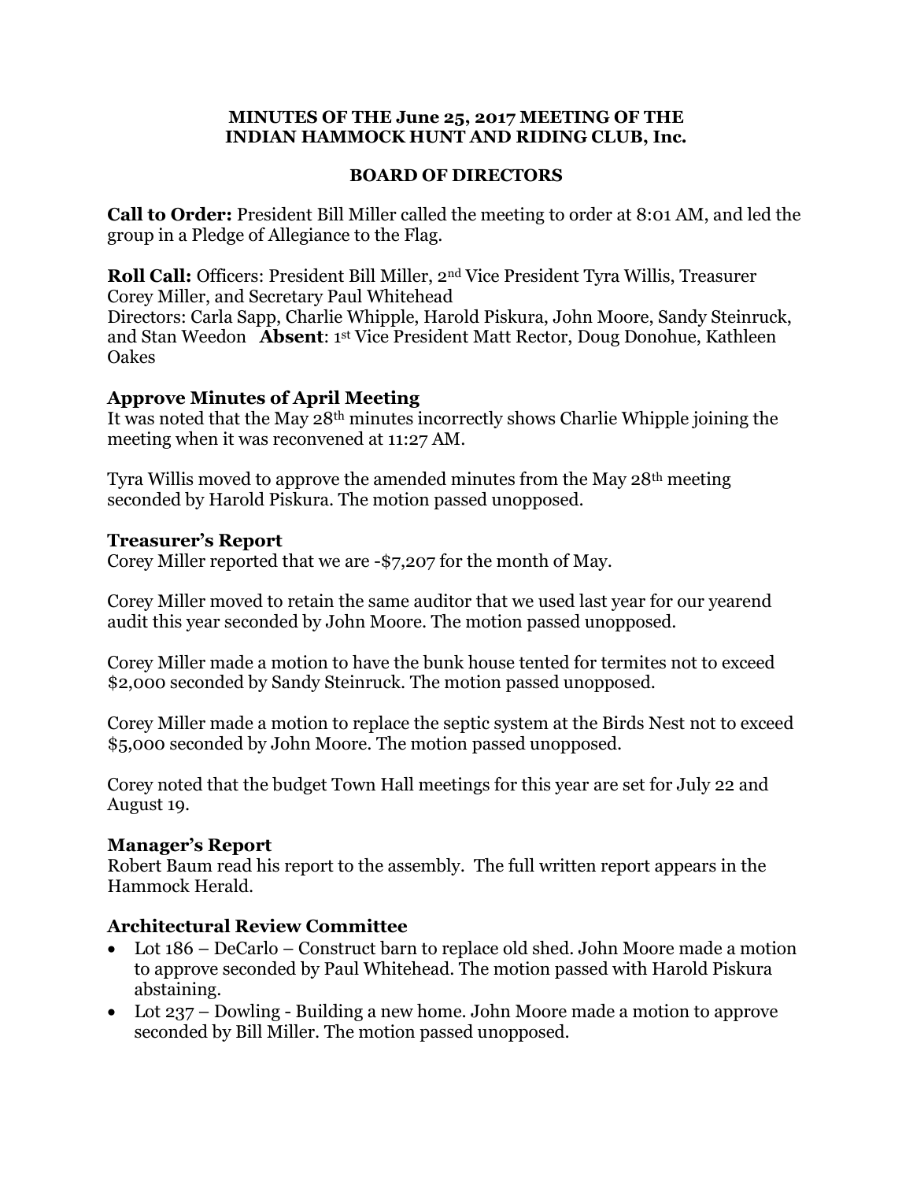**MINUTES OF THE June 25, 2017 MEETING OF THE INDIAN HAMMOCK HUNT AND RIDING CLUB, Inc.**

**BOARD OF DIRECTORS**

**Call to Order:** President Bill Miller called the meeting to order at 8:01 AM, and led the group in a Pledge of Allegiance to the Flag.

**Roll Call:** Officers: President Bill Miller, 2nd Vice President Tyra Willis, Treasurer Corey Miller, and Secretary Paul Whitehead
Directors: Carla Sapp, Charlie Whipple, Harold Piskura, John Moore, Sandy Steinruck, and Stan Weedon **Absent**: 1st Vice President Matt Rector, Doug Donohue, Kathleen Oakes

## Approve Minutes of April Meeting

It was noted that the May 28th minutes incorrectly shows Charlie Whipple joining the meeting when it was reconvened at 11:27 AM.

Tyra Willis moved to approve the amended minutes from the May 28th meeting seconded by Harold Piskura. The motion passed unopposed.

## Treasurer's Report

Corey Miller reported that we are -$7,207 for the month of May.

Corey Miller moved to retain the same auditor that we used last year for our yearend audit this year seconded by John Moore. The motion passed unopposed.

Corey Miller made a motion to have the bunk house tented for termites not to exceed $2,000 seconded by Sandy Steinruck. The motion passed unopposed.

Corey Miller made a motion to replace the septic system at the Birds Nest not to exceed $5,000 seconded by John Moore. The motion passed unopposed.

Corey noted that the budget Town Hall meetings for this year are set for July 22 and August 19.

## Manager's Report

Robert Baum read his report to the assembly. The full written report appears in the Hammock Herald.

## Architectural Review Committee

- Lot 186 – DeCarlo – Construct barn to replace old shed. John Moore made a motion to approve seconded by Paul Whitehead. The motion passed with Harold Piskura abstaining.
- Lot 237 – Dowling - Building a new home. John Moore made a motion to approve seconded by Bill Miller. The motion passed unopposed.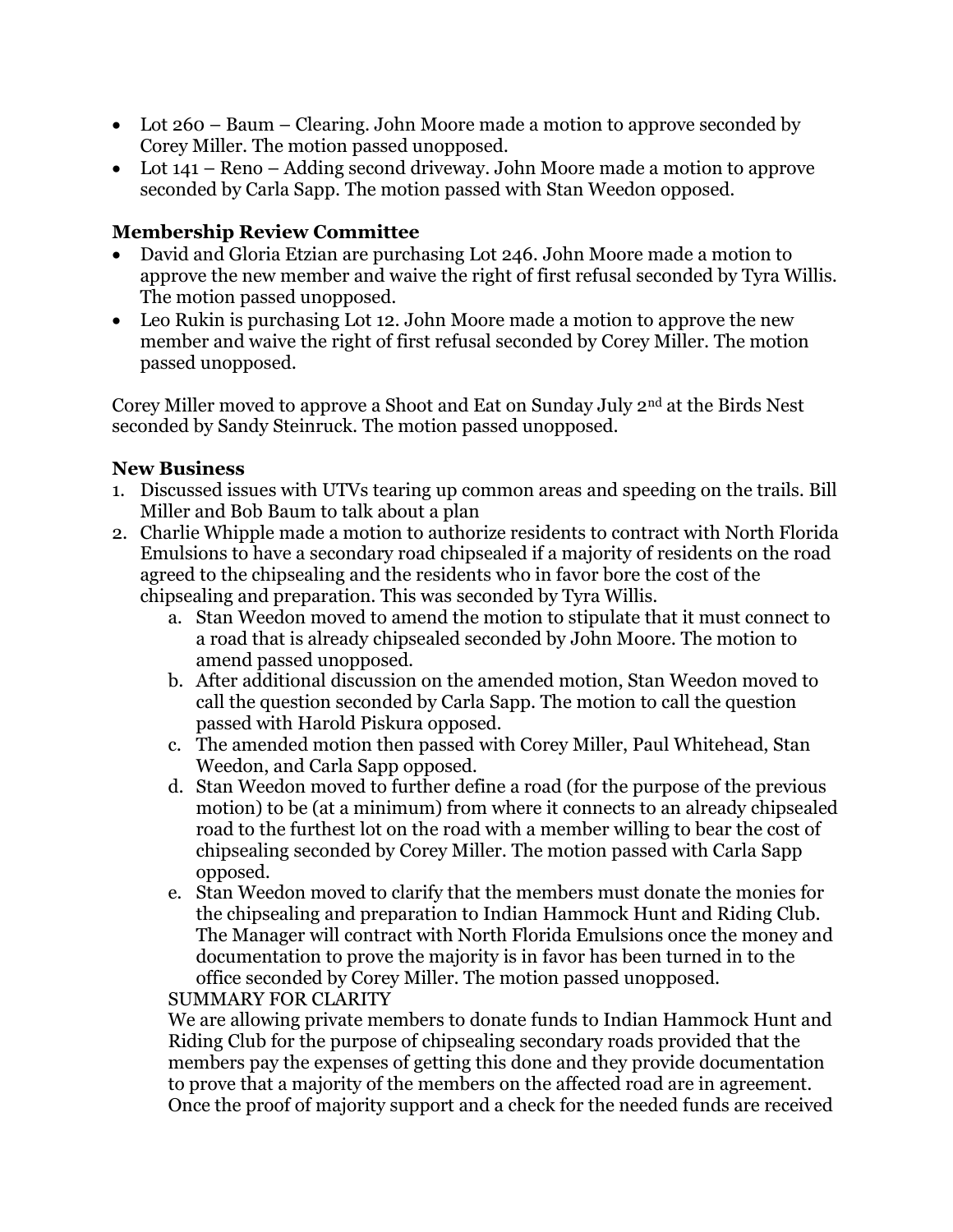- Lot 260 – Baum – Clearing. John Moore made a motion to approve seconded by Corey Miller. The motion passed unopposed.
- Lot 141 – Reno – Adding second driveway. John Moore made a motion to approve seconded by Carla Sapp. The motion passed with Stan Weedon opposed.

### Membership Review Committee

- David and Gloria Etzian are purchasing Lot 246. John Moore made a motion to approve the new member and waive the right of first refusal seconded by Tyra Willis. The motion passed unopposed.
- Leo Rukin is purchasing Lot 12. John Moore made a motion to approve the new member and waive the right of first refusal seconded by Corey Miller. The motion passed unopposed.

Corey Miller moved to approve a Shoot and Eat on Sunday July 2nd at the Birds Nest seconded by Sandy Steinruck. The motion passed unopposed.

### New Business

1. Discussed issues with UTVs tearing up common areas and speeding on the trails. Bill Miller and Bob Baum to talk about a plan
2. Charlie Whipple made a motion to authorize residents to contract with North Florida Emulsions to have a secondary road chipsealed if a majority of residents on the road agreed to the chipsealing and the residents who in favor bore the cost of the chipsealing and preparation. This was seconded by Tyra Willis.
   a. Stan Weedon moved to amend the motion to stipulate that it must connect to a road that is already chipsealed seconded by John Moore. The motion to amend passed unopposed.
   b. After additional discussion on the amended motion, Stan Weedon moved to call the question seconded by Carla Sapp. The motion to call the question passed with Harold Piskura opposed.
   c. The amended motion then passed with Corey Miller, Paul Whitehead, Stan Weedon, and Carla Sapp opposed.
   d. Stan Weedon moved to further define a road (for the purpose of the previous motion) to be (at a minimum) from where it connects to an already chipsealed road to the furthest lot on the road with a member willing to bear the cost of chipsealing seconded by Corey Miller. The motion passed with Carla Sapp opposed.
   e. Stan Weedon moved to clarify that the members must donate the monies for the chipsealing and preparation to Indian Hammock Hunt and Riding Club. The Manager will contract with North Florida Emulsions once the money and documentation to prove the majority is in favor has been turned in to the office seconded by Corey Miller. The motion passed unopposed.

   SUMMARY FOR CLARITY

   We are allowing private members to donate funds to Indian Hammock Hunt and Riding Club for the purpose of chipsealing secondary roads provided that the members pay the expenses of getting this done and they provide documentation to prove that a majority of the members on the affected road are in agreement. Once the proof of majority support and a check for the needed funds are received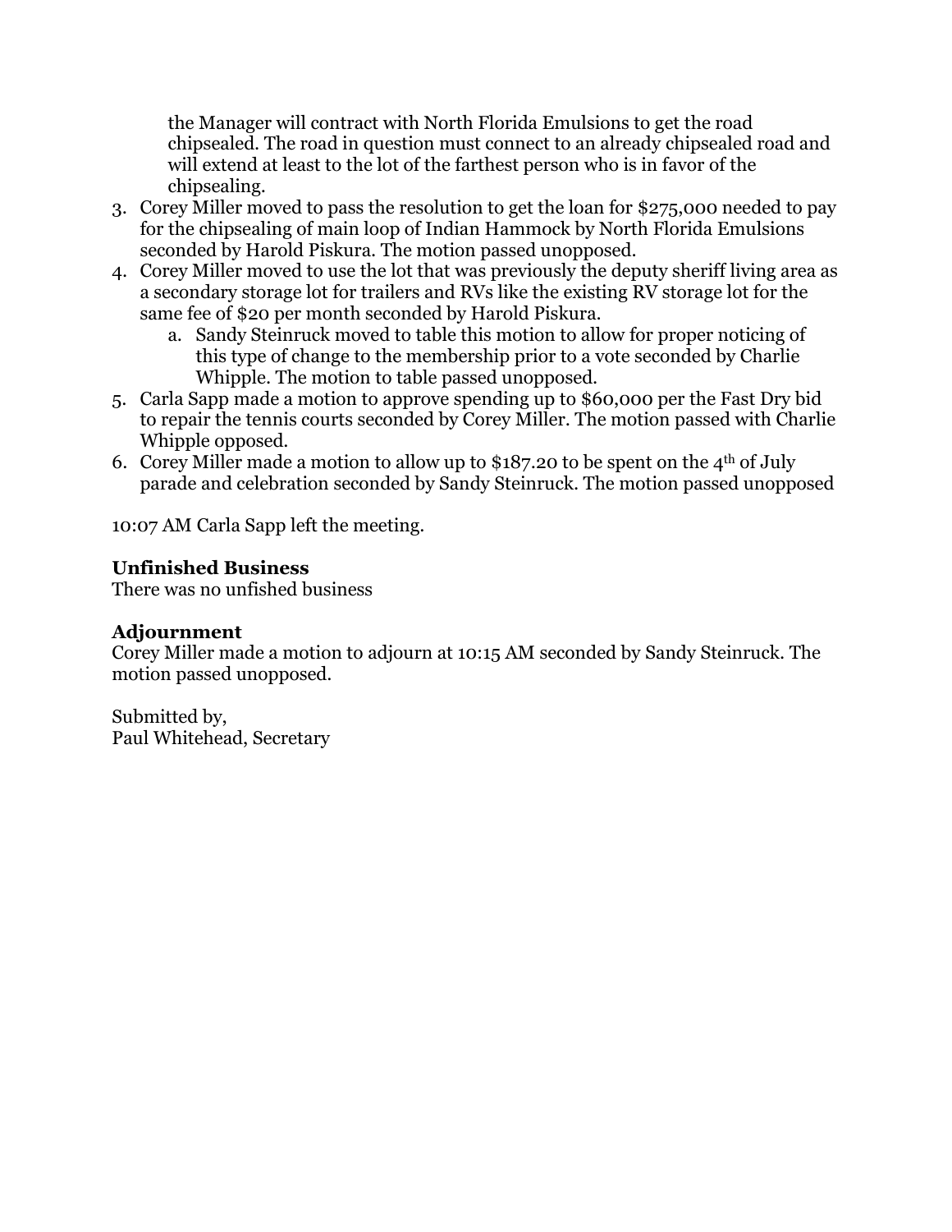the Manager will contract with North Florida Emulsions to get the road chipsealed. The road in question must connect to an already chipsealed road and will extend at least to the lot of the farthest person who is in favor of the chipsealing.

3. Corey Miller moved to pass the resolution to get the loan for $275,000 needed to pay for the chipsealing of main loop of Indian Hammock by North Florida Emulsions seconded by Harold Piskura. The motion passed unopposed.
4. Corey Miller moved to use the lot that was previously the deputy sheriff living area as a secondary storage lot for trailers and RVs like the existing RV storage lot for the same fee of $20 per month seconded by Harold Piskura.
    a. Sandy Steinruck moved to table this motion to allow for proper noticing of this type of change to the membership prior to a vote seconded by Charlie Whipple. The motion to table passed unopposed.
5. Carla Sapp made a motion to approve spending up to $60,000 per the Fast Dry bid to repair the tennis courts seconded by Corey Miller. The motion passed with Charlie Whipple opposed.
6. Corey Miller made a motion to allow up to $187.20 to be spent on the 4th of July parade and celebration seconded by Sandy Steinruck. The motion passed unopposed

10:07 AM Carla Sapp left the meeting.

**Unfinished Business**
There was no unfished business

**Adjournment**
Corey Miller made a motion to adjourn at 10:15 AM seconded by Sandy Steinruck. The motion passed unopposed.

Submitted by,
Paul Whitehead, Secretary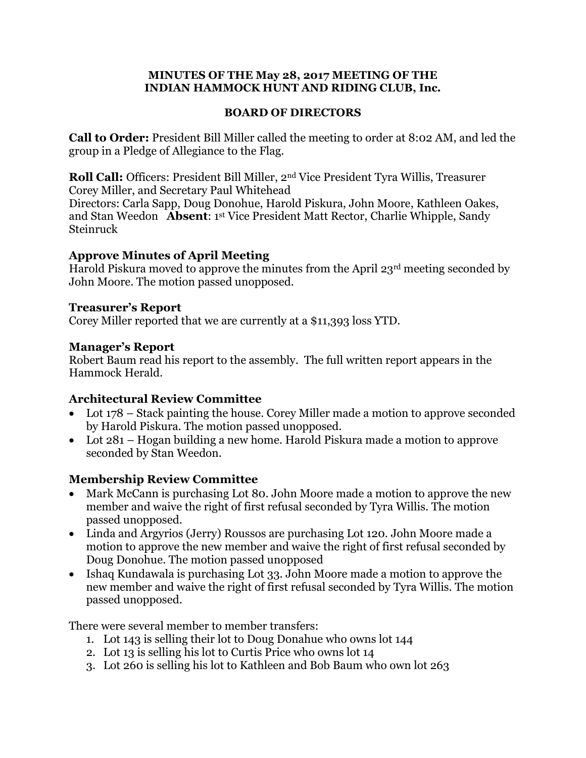**MINUTES OF THE May 28, 2017 MEETING OF THE INDIAN HAMMOCK HUNT AND RIDING CLUB, Inc.**

**BOARD OF DIRECTORS**

**Call to Order:** President Bill Miller called the meeting to order at 8:02 AM, and led the group in a Pledge of Allegiance to the Flag.

**Roll Call:** Officers: President Bill Miller, 2nd Vice President Tyra Willis, Treasurer Corey Miller, and Secretary Paul Whitehead
Directors: Carla Sapp, Doug Donohue, Harold Piskura, John Moore, Kathleen Oakes, and Stan Weedon **Absent**: 1st Vice President Matt Rector, Charlie Whipple, Sandy Steinruck

### Approve Minutes of April Meeting

Harold Piskura moved to approve the minutes from the April 23rd meeting seconded by John Moore. The motion passed unopposed.

### Treasurer's Report

Corey Miller reported that we are currently at a $11,393 loss YTD.

### Manager's Report

Robert Baum read his report to the assembly. The full written report appears in the Hammock Herald.

### Architectural Review Committee

- Lot 178 – Stack painting the house. Corey Miller made a motion to approve seconded by Harold Piskura. The motion passed unopposed.
- Lot 281 – Hogan building a new home. Harold Piskura made a motion to approve seconded by Stan Weedon.

### Membership Review Committee

- Mark McCann is purchasing Lot 80. John Moore made a motion to approve the new member and waive the right of first refusal seconded by Tyra Willis. The motion passed unopposed.
- Linda and Argyrios (Jerry) Roussos are purchasing Lot 120. John Moore made a motion to approve the new member and waive the right of first refusal seconded by Doug Donohue. The motion passed unopposed
- Ishaq Kundawala is purchasing Lot 33. John Moore made a motion to approve the new member and waive the right of first refusal seconded by Tyra Willis. The motion passed unopposed.

There were several member to member transfers:

1. Lot 143 is selling their lot to Doug Donahue who owns lot 144
2. Lot 13 is selling his lot to Curtis Price who owns lot 14
3. Lot 260 is selling his lot to Kathleen and Bob Baum who own lot 263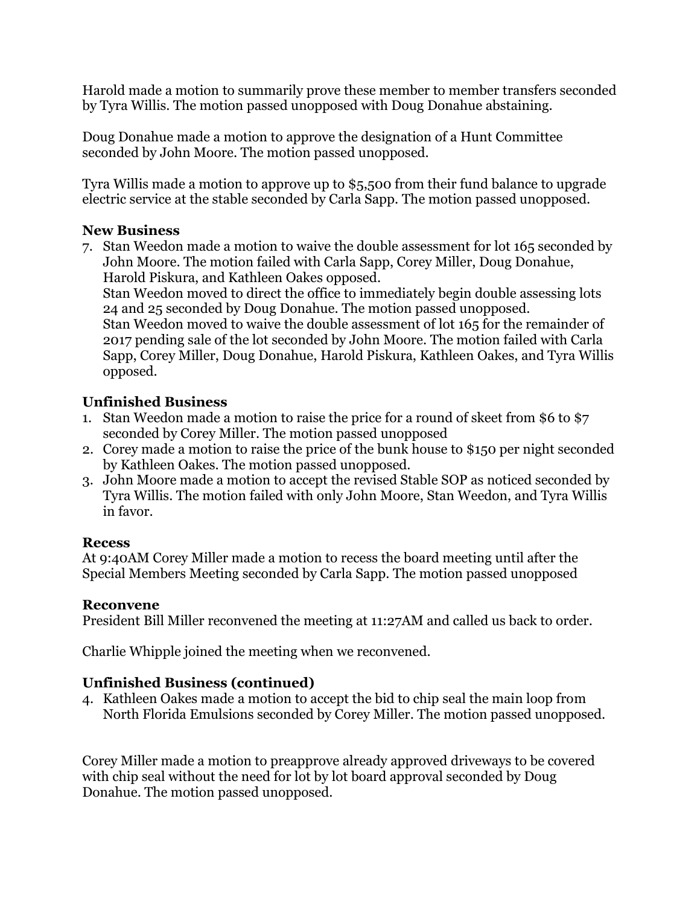Harold made a motion to summarily prove these member to member transfers seconded by Tyra Willis. The motion passed unopposed with Doug Donahue abstaining.

Doug Donahue made a motion to approve the designation of a Hunt Committee seconded by John Moore. The motion passed unopposed.

Tyra Willis made a motion to approve up to $5,500 from their fund balance to upgrade electric service at the stable seconded by Carla Sapp. The motion passed unopposed.

**New Business**

7. Stan Weedon made a motion to waive the double assessment for lot 165 seconded by John Moore. The motion failed with Carla Sapp, Corey Miller, Doug Donahue, Harold Piskura, and Kathleen Oakes opposed.
   Stan Weedon moved to direct the office to immediately begin double assessing lots 24 and 25 seconded by Doug Donahue. The motion passed unopposed.
   Stan Weedon moved to waive the double assessment of lot 165 for the remainder of 2017 pending sale of the lot seconded by John Moore. The motion failed with Carla Sapp, Corey Miller, Doug Donahue, Harold Piskura, Kathleen Oakes, and Tyra Willis opposed.

**Unfinished Business**

1. Stan Weedon made a motion to raise the price for a round of skeet from $6 to $7 seconded by Corey Miller. The motion passed unopposed
2. Corey made a motion to raise the price of the bunk house to $150 per night seconded by Kathleen Oakes. The motion passed unopposed.
3. John Moore made a motion to accept the revised Stable SOP as noticed seconded by Tyra Willis. The motion failed with only John Moore, Stan Weedon, and Tyra Willis in favor.

**Recess**

At 9:40AM Corey Miller made a motion to recess the board meeting until after the Special Members Meeting seconded by Carla Sapp. The motion passed unopposed

**Reconvene**

President Bill Miller reconvened the meeting at 11:27AM and called us back to order.

Charlie Whipple joined the meeting when we reconvened.

**Unfinished Business (continued)**

4. Kathleen Oakes made a motion to accept the bid to chip seal the main loop from North Florida Emulsions seconded by Corey Miller. The motion passed unopposed.

Corey Miller made a motion to preapprove already approved driveways to be covered with chip seal without the need for lot by lot board approval seconded by Doug Donahue. The motion passed unopposed.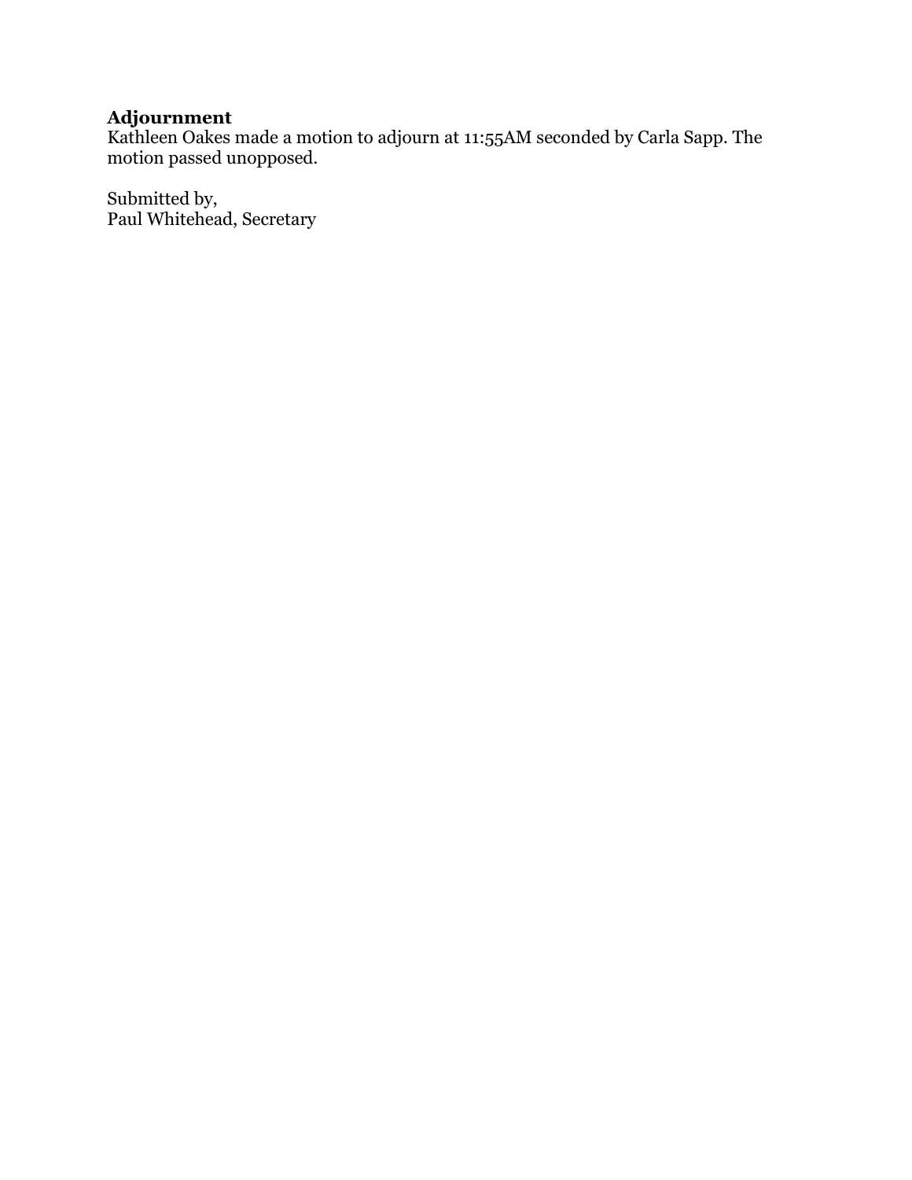**Adjournment**
Kathleen Oakes made a motion to adjourn at 11:55AM seconded by Carla Sapp. The motion passed unopposed.

Submitted by,
Paul Whitehead, Secretary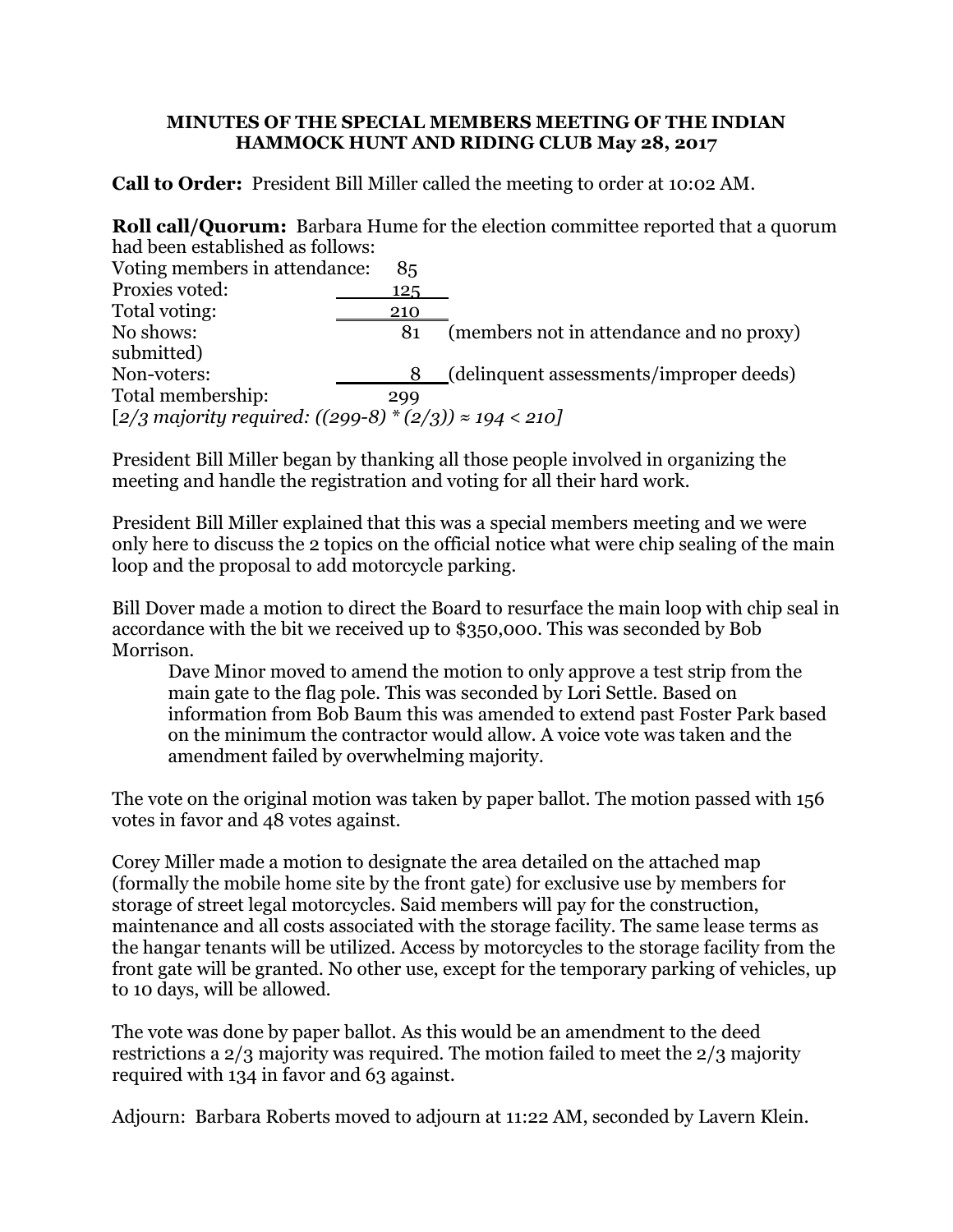**MINUTES OF THE SPECIAL MEMBERS MEETING OF THE INDIAN HAMMOCK HUNT AND RIDING CLUB May 28, 2017**

**Call to Order:** President Bill Miller called the meeting to order at 10:02 AM.

**Roll call/Quorum:** Barbara Hume for the election committee reported that a quorum had been established as follows:

| | | |
|---|---|---|
| Voting members in attendance: | 85 | |
| Proxies voted: | 125 | |
| Total voting: | 210 | |
| No shows: | 81 | (members not in attendance and no proxy submitted) |
| Non-voters: | 8 | (delinquent assessments/improper deeds) |
| Total membership: | 299 | |

[*2/3 majority required: ((299-8) * (2/3)) ≈ 194 < 210*]

President Bill Miller began by thanking all those people involved in organizing the meeting and handle the registration and voting for all their hard work.

President Bill Miller explained that this was a special members meeting and we were only here to discuss the 2 topics on the official notice what were chip sealing of the main loop and the proposal to add motorcycle parking.

Bill Dover made a motion to direct the Board to resurface the main loop with chip seal in accordance with the bit we received up to $350,000. This was seconded by Bob Morrison.

> Dave Minor moved to amend the motion to only approve a test strip from the main gate to the flag pole. This was seconded by Lori Settle. Based on information from Bob Baum this was amended to extend past Foster Park based on the minimum the contractor would allow. A voice vote was taken and the amendment failed by overwhelming majority.

The vote on the original motion was taken by paper ballot. The motion passed with 156 votes in favor and 48 votes against.

Corey Miller made a motion to designate the area detailed on the attached map (formally the mobile home site by the front gate) for exclusive use by members for storage of street legal motorcycles. Said members will pay for the construction, maintenance and all costs associated with the storage facility. The same lease terms as the hangar tenants will be utilized. Access by motorcycles to the storage facility from the front gate will be granted. No other use, except for the temporary parking of vehicles, up to 10 days, will be allowed.

The vote was done by paper ballot. As this would be an amendment to the deed restrictions a 2/3 majority was required. The motion failed to meet the 2/3 majority required with 134 in favor and 63 against.

Adjourn: Barbara Roberts moved to adjourn at 11:22 AM, seconded by Lavern Klein.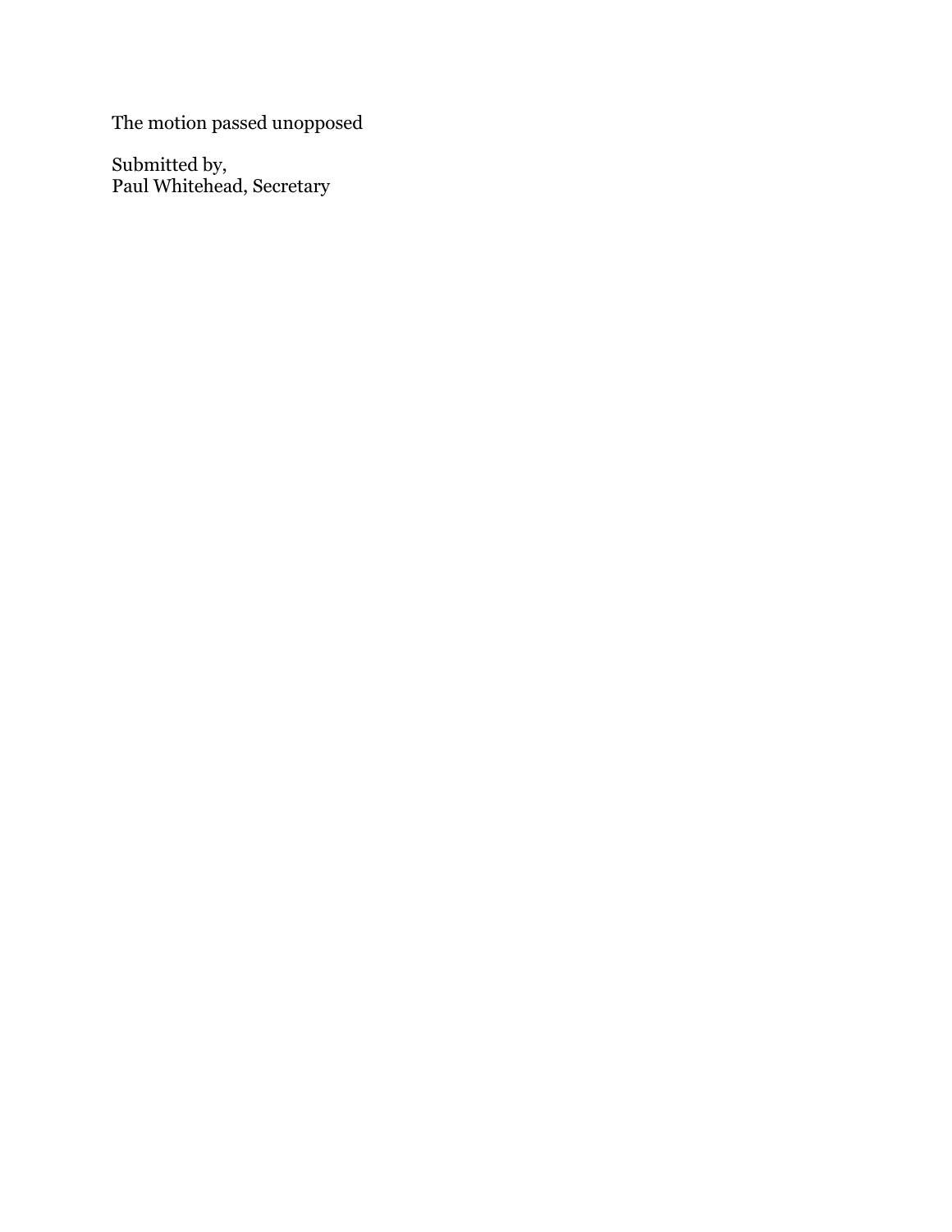The motion passed unopposed

Submitted by,
Paul Whitehead, Secretary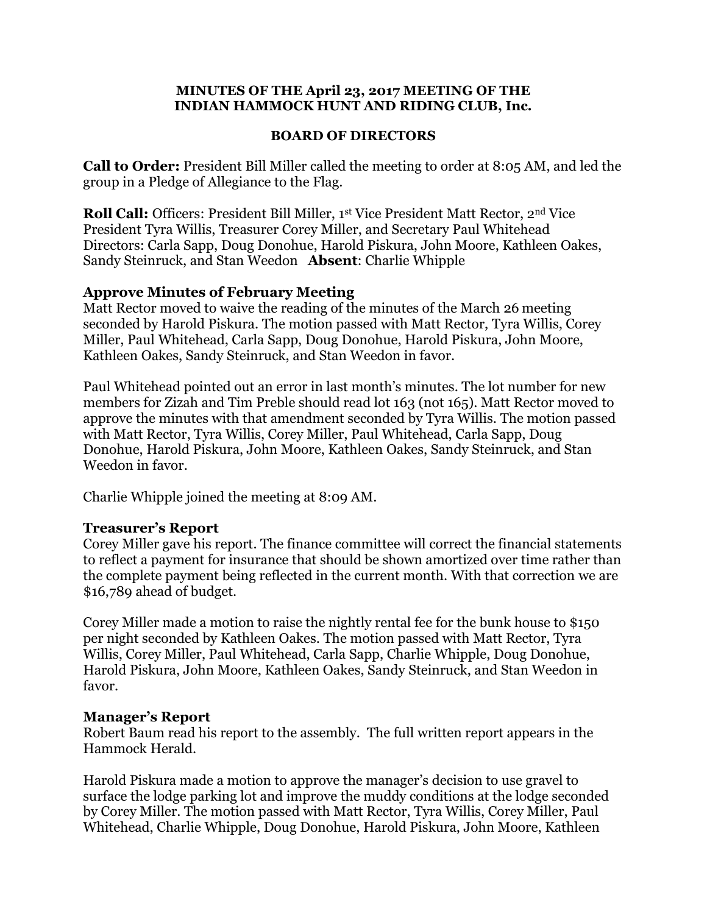**MINUTES OF THE April 23, 2017 MEETING OF THE INDIAN HAMMOCK HUNT AND RIDING CLUB, Inc.**

**BOARD OF DIRECTORS**

**Call to Order:** President Bill Miller called the meeting to order at 8:05 AM, and led the group in a Pledge of Allegiance to the Flag.

**Roll Call:** Officers: President Bill Miller, 1st Vice President Matt Rector, 2nd Vice President Tyra Willis, Treasurer Corey Miller, and Secretary Paul Whitehead Directors: Carla Sapp, Doug Donohue, Harold Piskura, John Moore, Kathleen Oakes, Sandy Steinruck, and Stan Weedon **Absent**: Charlie Whipple

### Approve Minutes of February Meeting

Matt Rector moved to waive the reading of the minutes of the March 26 meeting seconded by Harold Piskura. The motion passed with Matt Rector, Tyra Willis, Corey Miller, Paul Whitehead, Carla Sapp, Doug Donohue, Harold Piskura, John Moore, Kathleen Oakes, Sandy Steinruck, and Stan Weedon in favor.

Paul Whitehead pointed out an error in last month's minutes. The lot number for new members for Zizah and Tim Preble should read lot 163 (not 165). Matt Rector moved to approve the minutes with that amendment seconded by Tyra Willis. The motion passed with Matt Rector, Tyra Willis, Corey Miller, Paul Whitehead, Carla Sapp, Doug Donohue, Harold Piskura, John Moore, Kathleen Oakes, Sandy Steinruck, and Stan Weedon in favor.

Charlie Whipple joined the meeting at 8:09 AM.

### Treasurer's Report

Corey Miller gave his report. The finance committee will correct the financial statements to reflect a payment for insurance that should be shown amortized over time rather than the complete payment being reflected in the current month. With that correction we are $16,789 ahead of budget.

Corey Miller made a motion to raise the nightly rental fee for the bunk house to $150 per night seconded by Kathleen Oakes. The motion passed with Matt Rector, Tyra Willis, Corey Miller, Paul Whitehead, Carla Sapp, Charlie Whipple, Doug Donohue, Harold Piskura, John Moore, Kathleen Oakes, Sandy Steinruck, and Stan Weedon in favor.

### Manager's Report

Robert Baum read his report to the assembly. The full written report appears in the Hammock Herald.

Harold Piskura made a motion to approve the manager's decision to use gravel to surface the lodge parking lot and improve the muddy conditions at the lodge seconded by Corey Miller. The motion passed with Matt Rector, Tyra Willis, Corey Miller, Paul Whitehead, Charlie Whipple, Doug Donohue, Harold Piskura, John Moore, Kathleen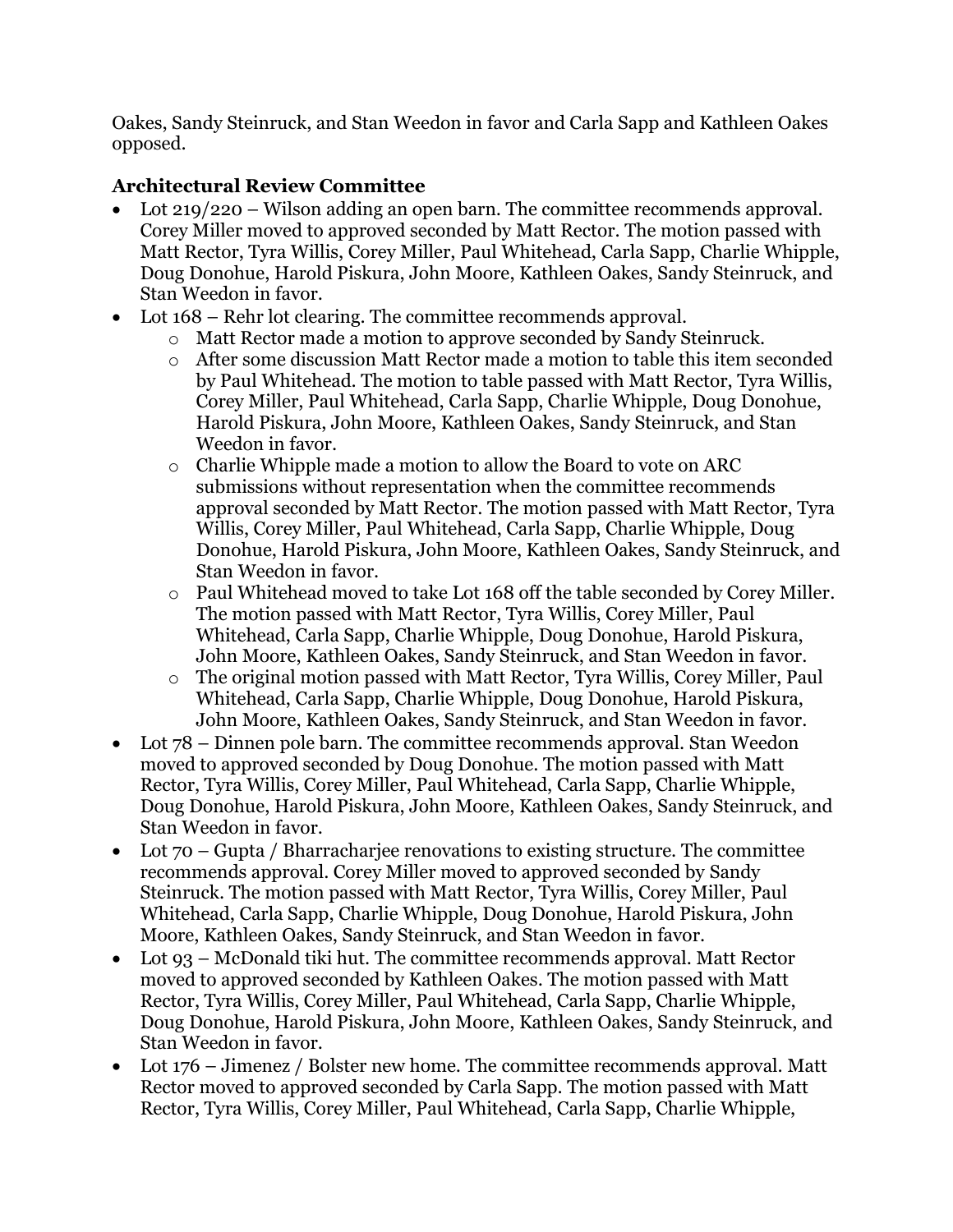Oakes, Sandy Steinruck, and Stan Weedon in favor and Carla Sapp and Kathleen Oakes opposed.

### Architectural Review Committee

- Lot 219/220 – Wilson adding an open barn. The committee recommends approval. Corey Miller moved to approved seconded by Matt Rector. The motion passed with Matt Rector, Tyra Willis, Corey Miller, Paul Whitehead, Carla Sapp, Charlie Whipple, Doug Donohue, Harold Piskura, John Moore, Kathleen Oakes, Sandy Steinruck, and Stan Weedon in favor.
- Lot 168 – Rehr lot clearing. The committee recommends approval.
  - Matt Rector made a motion to approve seconded by Sandy Steinruck.
  - After some discussion Matt Rector made a motion to table this item seconded by Paul Whitehead. The motion to table passed with Matt Rector, Tyra Willis, Corey Miller, Paul Whitehead, Carla Sapp, Charlie Whipple, Doug Donohue, Harold Piskura, John Moore, Kathleen Oakes, Sandy Steinruck, and Stan Weedon in favor.
  - Charlie Whipple made a motion to allow the Board to vote on ARC submissions without representation when the committee recommends approval seconded by Matt Rector. The motion passed with Matt Rector, Tyra Willis, Corey Miller, Paul Whitehead, Carla Sapp, Charlie Whipple, Doug Donohue, Harold Piskura, John Moore, Kathleen Oakes, Sandy Steinruck, and Stan Weedon in favor.
  - Paul Whitehead moved to take Lot 168 off the table seconded by Corey Miller. The motion passed with Matt Rector, Tyra Willis, Corey Miller, Paul Whitehead, Carla Sapp, Charlie Whipple, Doug Donohue, Harold Piskura, John Moore, Kathleen Oakes, Sandy Steinruck, and Stan Weedon in favor.
  - The original motion passed with Matt Rector, Tyra Willis, Corey Miller, Paul Whitehead, Carla Sapp, Charlie Whipple, Doug Donohue, Harold Piskura, John Moore, Kathleen Oakes, Sandy Steinruck, and Stan Weedon in favor.
- Lot 78 – Dinnen pole barn. The committee recommends approval. Stan Weedon moved to approved seconded by Doug Donohue. The motion passed with Matt Rector, Tyra Willis, Corey Miller, Paul Whitehead, Carla Sapp, Charlie Whipple, Doug Donohue, Harold Piskura, John Moore, Kathleen Oakes, Sandy Steinruck, and Stan Weedon in favor.
- Lot 70 – Gupta / Bharracharjee renovations to existing structure. The committee recommends approval. Corey Miller moved to approved seconded by Sandy Steinruck. The motion passed with Matt Rector, Tyra Willis, Corey Miller, Paul Whitehead, Carla Sapp, Charlie Whipple, Doug Donohue, Harold Piskura, John Moore, Kathleen Oakes, Sandy Steinruck, and Stan Weedon in favor.
- Lot 93 – McDonald tiki hut. The committee recommends approval. Matt Rector moved to approved seconded by Kathleen Oakes. The motion passed with Matt Rector, Tyra Willis, Corey Miller, Paul Whitehead, Carla Sapp, Charlie Whipple, Doug Donohue, Harold Piskura, John Moore, Kathleen Oakes, Sandy Steinruck, and Stan Weedon in favor.
- Lot 176 – Jimenez / Bolster new home. The committee recommends approval. Matt Rector moved to approved seconded by Carla Sapp. The motion passed with Matt Rector, Tyra Willis, Corey Miller, Paul Whitehead, Carla Sapp, Charlie Whipple,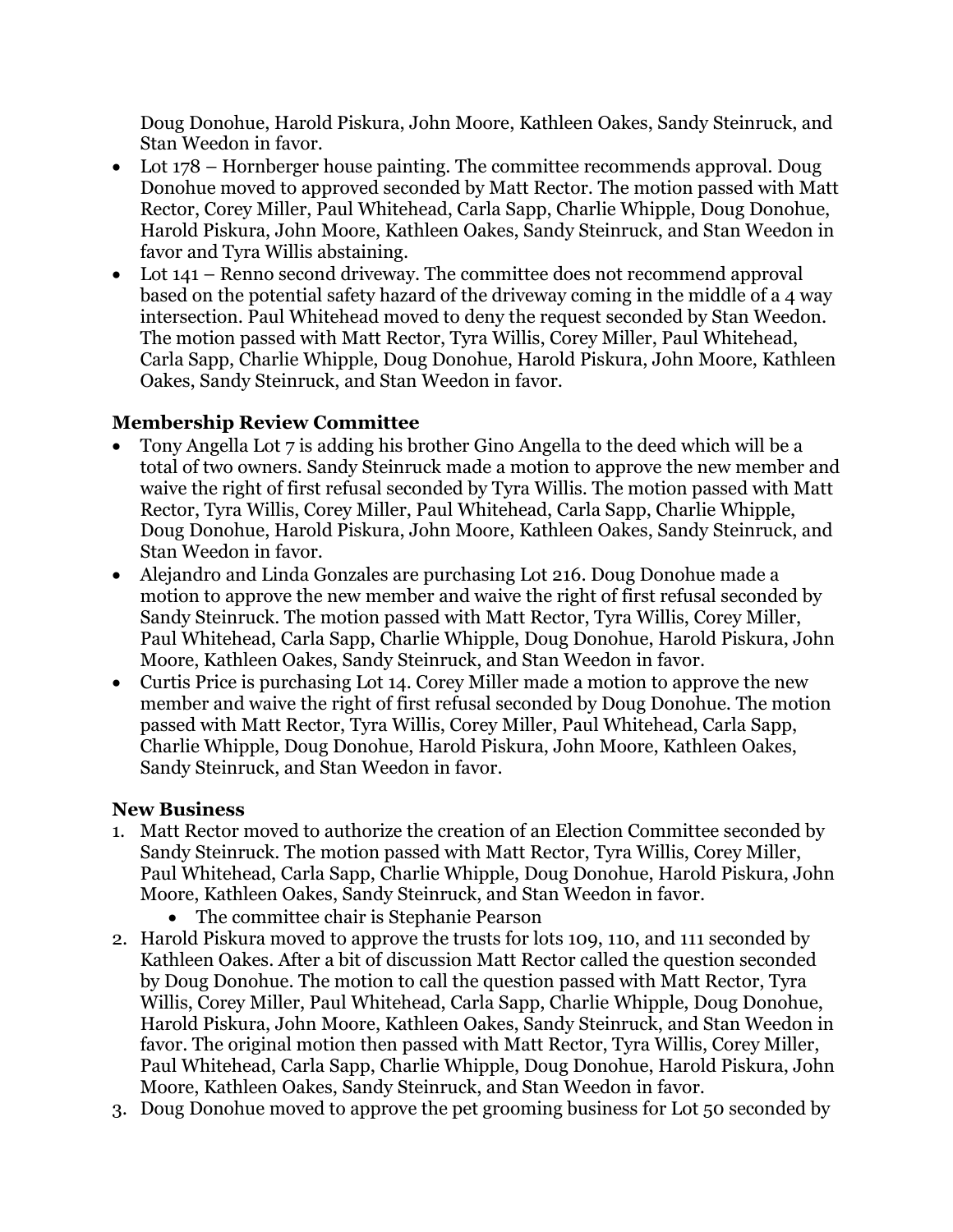Doug Donohue, Harold Piskura, John Moore, Kathleen Oakes, Sandy Steinruck, and Stan Weedon in favor.

- Lot 178 – Hornberger house painting. The committee recommends approval. Doug Donohue moved to approved seconded by Matt Rector. The motion passed with Matt Rector, Corey Miller, Paul Whitehead, Carla Sapp, Charlie Whipple, Doug Donohue, Harold Piskura, John Moore, Kathleen Oakes, Sandy Steinruck, and Stan Weedon in favor and Tyra Willis abstaining.
- Lot 141 – Renno second driveway. The committee does not recommend approval based on the potential safety hazard of the driveway coming in the middle of a 4 way intersection. Paul Whitehead moved to deny the request seconded by Stan Weedon. The motion passed with Matt Rector, Tyra Willis, Corey Miller, Paul Whitehead, Carla Sapp, Charlie Whipple, Doug Donohue, Harold Piskura, John Moore, Kathleen Oakes, Sandy Steinruck, and Stan Weedon in favor.

### Membership Review Committee

- Tony Angella Lot 7 is adding his brother Gino Angella to the deed which will be a total of two owners. Sandy Steinruck made a motion to approve the new member and waive the right of first refusal seconded by Tyra Willis. The motion passed with Matt Rector, Tyra Willis, Corey Miller, Paul Whitehead, Carla Sapp, Charlie Whipple, Doug Donohue, Harold Piskura, John Moore, Kathleen Oakes, Sandy Steinruck, and Stan Weedon in favor.
- Alejandro and Linda Gonzales are purchasing Lot 216. Doug Donohue made a motion to approve the new member and waive the right of first refusal seconded by Sandy Steinruck. The motion passed with Matt Rector, Tyra Willis, Corey Miller, Paul Whitehead, Carla Sapp, Charlie Whipple, Doug Donohue, Harold Piskura, John Moore, Kathleen Oakes, Sandy Steinruck, and Stan Weedon in favor.
- Curtis Price is purchasing Lot 14. Corey Miller made a motion to approve the new member and waive the right of first refusal seconded by Doug Donohue. The motion passed with Matt Rector, Tyra Willis, Corey Miller, Paul Whitehead, Carla Sapp, Charlie Whipple, Doug Donohue, Harold Piskura, John Moore, Kathleen Oakes, Sandy Steinruck, and Stan Weedon in favor.

### New Business

1. Matt Rector moved to authorize the creation of an Election Committee seconded by Sandy Steinruck. The motion passed with Matt Rector, Tyra Willis, Corey Miller, Paul Whitehead, Carla Sapp, Charlie Whipple, Doug Donohue, Harold Piskura, John Moore, Kathleen Oakes, Sandy Steinruck, and Stan Weedon in favor.
   - The committee chair is Stephanie Pearson
2. Harold Piskura moved to approve the trusts for lots 109, 110, and 111 seconded by Kathleen Oakes. After a bit of discussion Matt Rector called the question seconded by Doug Donohue. The motion to call the question passed with Matt Rector, Tyra Willis, Corey Miller, Paul Whitehead, Carla Sapp, Charlie Whipple, Doug Donohue, Harold Piskura, John Moore, Kathleen Oakes, Sandy Steinruck, and Stan Weedon in favor. The original motion then passed with Matt Rector, Tyra Willis, Corey Miller, Paul Whitehead, Carla Sapp, Charlie Whipple, Doug Donohue, Harold Piskura, John Moore, Kathleen Oakes, Sandy Steinruck, and Stan Weedon in favor.
3. Doug Donohue moved to approve the pet grooming business for Lot 50 seconded by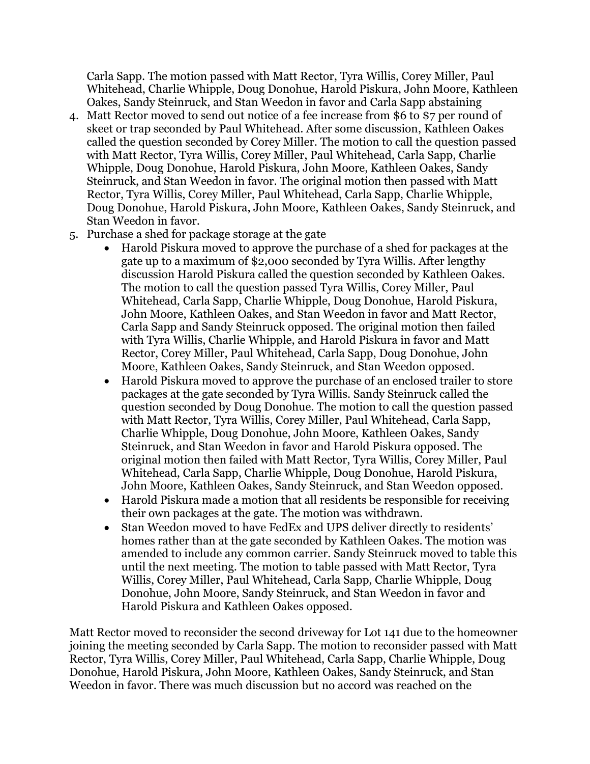Carla Sapp. The motion passed with Matt Rector, Tyra Willis, Corey Miller, Paul Whitehead, Charlie Whipple, Doug Donohue, Harold Piskura, John Moore, Kathleen Oakes, Sandy Steinruck, and Stan Weedon in favor and Carla Sapp abstaining

4. Matt Rector moved to send out notice of a fee increase from $6 to $7 per round of skeet or trap seconded by Paul Whitehead. After some discussion, Kathleen Oakes called the question seconded by Corey Miller. The motion to call the question passed with Matt Rector, Tyra Willis, Corey Miller, Paul Whitehead, Carla Sapp, Charlie Whipple, Doug Donohue, Harold Piskura, John Moore, Kathleen Oakes, Sandy Steinruck, and Stan Weedon in favor. The original motion then passed with Matt Rector, Tyra Willis, Corey Miller, Paul Whitehead, Carla Sapp, Charlie Whipple, Doug Donohue, Harold Piskura, John Moore, Kathleen Oakes, Sandy Steinruck, and Stan Weedon in favor.
5. Purchase a shed for package storage at the gate
    - Harold Piskura moved to approve the purchase of a shed for packages at the gate up to a maximum of $2,000 seconded by Tyra Willis. After lengthy discussion Harold Piskura called the question seconded by Kathleen Oakes. The motion to call the question passed Tyra Willis, Corey Miller, Paul Whitehead, Carla Sapp, Charlie Whipple, Doug Donohue, Harold Piskura, John Moore, Kathleen Oakes, and Stan Weedon in favor and Matt Rector, Carla Sapp and Sandy Steinruck opposed. The original motion then failed with Tyra Willis, Charlie Whipple, and Harold Piskura in favor and Matt Rector, Corey Miller, Paul Whitehead, Carla Sapp, Doug Donohue, John Moore, Kathleen Oakes, Sandy Steinruck, and Stan Weedon opposed.
    - Harold Piskura moved to approve the purchase of an enclosed trailer to store packages at the gate seconded by Tyra Willis. Sandy Steinruck called the question seconded by Doug Donohue. The motion to call the question passed with Matt Rector, Tyra Willis, Corey Miller, Paul Whitehead, Carla Sapp, Charlie Whipple, Doug Donohue, John Moore, Kathleen Oakes, Sandy Steinruck, and Stan Weedon in favor and Harold Piskura opposed. The original motion then failed with Matt Rector, Tyra Willis, Corey Miller, Paul Whitehead, Carla Sapp, Charlie Whipple, Doug Donohue, Harold Piskura, John Moore, Kathleen Oakes, Sandy Steinruck, and Stan Weedon opposed.
    - Harold Piskura made a motion that all residents be responsible for receiving their own packages at the gate. The motion was withdrawn.
    - Stan Weedon moved to have FedEx and UPS deliver directly to residents' homes rather than at the gate seconded by Kathleen Oakes. The motion was amended to include any common carrier. Sandy Steinruck moved to table this until the next meeting. The motion to table passed with Matt Rector, Tyra Willis, Corey Miller, Paul Whitehead, Carla Sapp, Charlie Whipple, Doug Donohue, John Moore, Sandy Steinruck, and Stan Weedon in favor and Harold Piskura and Kathleen Oakes opposed.

Matt Rector moved to reconsider the second driveway for Lot 141 due to the homeowner joining the meeting seconded by Carla Sapp. The motion to reconsider passed with Matt Rector, Tyra Willis, Corey Miller, Paul Whitehead, Carla Sapp, Charlie Whipple, Doug Donohue, Harold Piskura, John Moore, Kathleen Oakes, Sandy Steinruck, and Stan Weedon in favor. There was much discussion but no accord was reached on the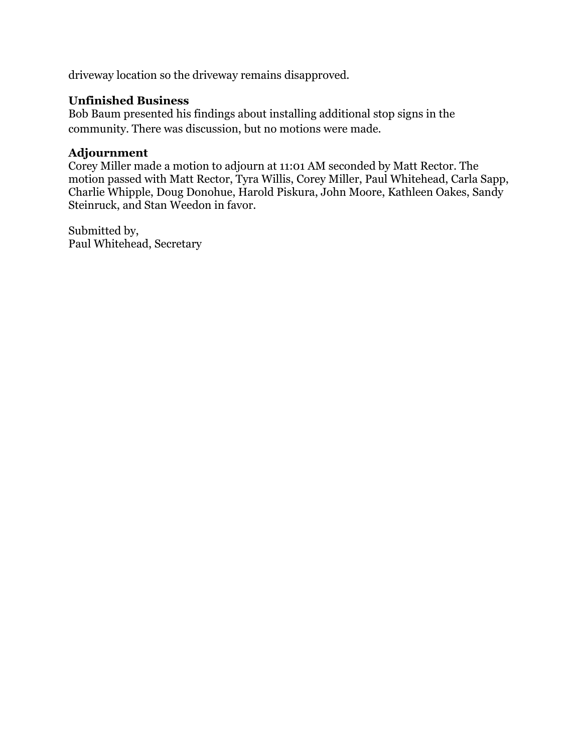driveway location so the driveway remains disapproved.

### Unfinished Business

Bob Baum presented his findings about installing additional stop signs in the community. There was discussion, but no motions were made.

### Adjournment

Corey Miller made a motion to adjourn at 11:01 AM seconded by Matt Rector. The motion passed with Matt Rector, Tyra Willis, Corey Miller, Paul Whitehead, Carla Sapp, Charlie Whipple, Doug Donohue, Harold Piskura, John Moore, Kathleen Oakes, Sandy Steinruck, and Stan Weedon in favor.

Submitted by,
Paul Whitehead, Secretary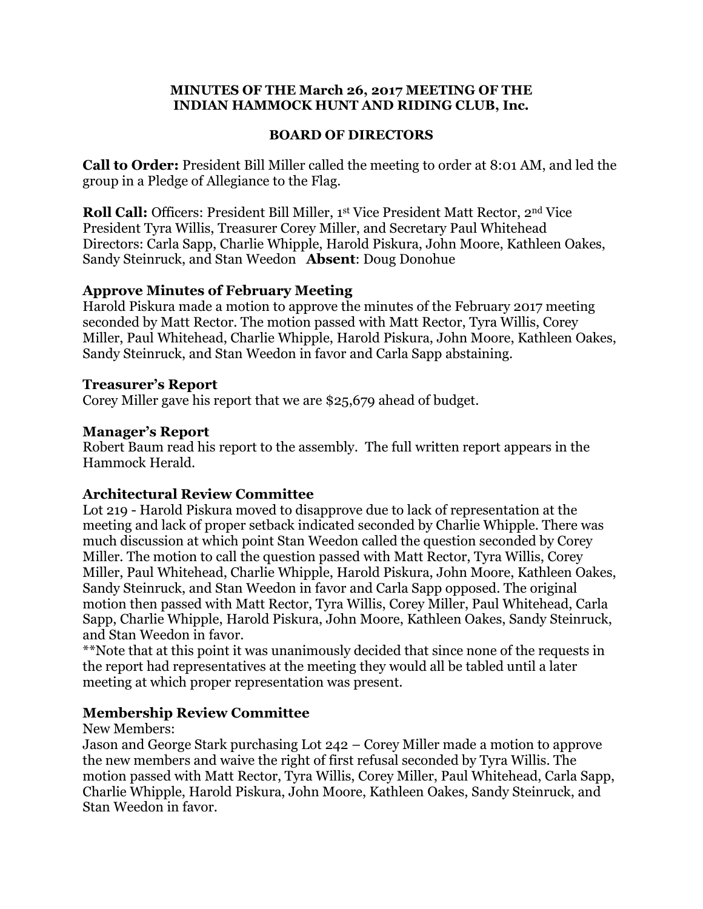**MINUTES OF THE March 26, 2017 MEETING OF THE INDIAN HAMMOCK HUNT AND RIDING CLUB, Inc.**

**BOARD OF DIRECTORS**

**Call to Order:** President Bill Miller called the meeting to order at 8:01 AM, and led the group in a Pledge of Allegiance to the Flag.

**Roll Call:** Officers: President Bill Miller, 1st Vice President Matt Rector, 2nd Vice President Tyra Willis, Treasurer Corey Miller, and Secretary Paul Whitehead Directors: Carla Sapp, Charlie Whipple, Harold Piskura, John Moore, Kathleen Oakes, Sandy Steinruck, and Stan Weedon **Absent**: Doug Donohue

### Approve Minutes of February Meeting

Harold Piskura made a motion to approve the minutes of the February 2017 meeting seconded by Matt Rector. The motion passed with Matt Rector, Tyra Willis, Corey Miller, Paul Whitehead, Charlie Whipple, Harold Piskura, John Moore, Kathleen Oakes, Sandy Steinruck, and Stan Weedon in favor and Carla Sapp abstaining.

### Treasurer's Report

Corey Miller gave his report that we are $25,679 ahead of budget.

### Manager's Report

Robert Baum read his report to the assembly. The full written report appears in the Hammock Herald.

### Architectural Review Committee

Lot 219 - Harold Piskura moved to disapprove due to lack of representation at the meeting and lack of proper setback indicated seconded by Charlie Whipple. There was much discussion at which point Stan Weedon called the question seconded by Corey Miller. The motion to call the question passed with Matt Rector, Tyra Willis, Corey Miller, Paul Whitehead, Charlie Whipple, Harold Piskura, John Moore, Kathleen Oakes, Sandy Steinruck, and Stan Weedon in favor and Carla Sapp opposed. The original motion then passed with Matt Rector, Tyra Willis, Corey Miller, Paul Whitehead, Carla Sapp, Charlie Whipple, Harold Piskura, John Moore, Kathleen Oakes, Sandy Steinruck, and Stan Weedon in favor.

**Note that at this point it was unanimously decided that since none of the requests in the report had representatives at the meeting they would all be tabled until a later meeting at which proper representation was present.

### Membership Review Committee

New Members:

Jason and George Stark purchasing Lot 242 – Corey Miller made a motion to approve the new members and waive the right of first refusal seconded by Tyra Willis. The motion passed with Matt Rector, Tyra Willis, Corey Miller, Paul Whitehead, Carla Sapp, Charlie Whipple, Harold Piskura, John Moore, Kathleen Oakes, Sandy Steinruck, and Stan Weedon in favor.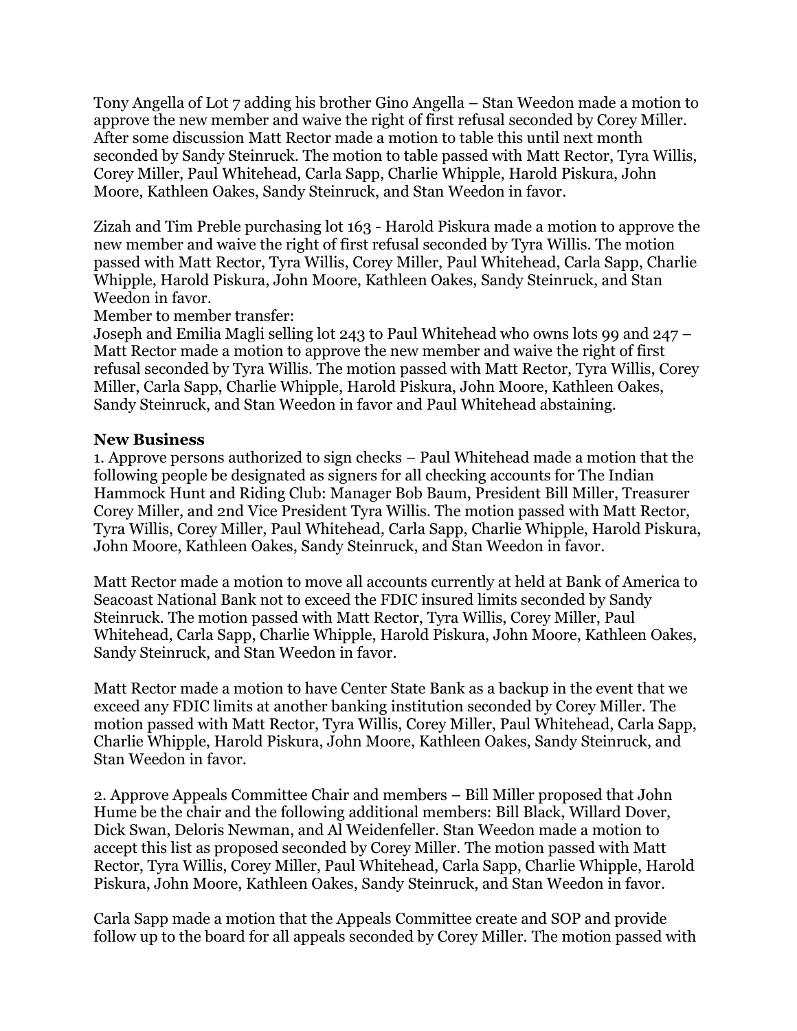Tony Angella of Lot 7 adding his brother Gino Angella – Stan Weedon made a motion to approve the new member and waive the right of first refusal seconded by Corey Miller. After some discussion Matt Rector made a motion to table this until next month seconded by Sandy Steinruck. The motion to table passed with Matt Rector, Tyra Willis, Corey Miller, Paul Whitehead, Carla Sapp, Charlie Whipple, Harold Piskura, John Moore, Kathleen Oakes, Sandy Steinruck, and Stan Weedon in favor.

Zizah and Tim Preble purchasing lot 163 - Harold Piskura made a motion to approve the new member and waive the right of first refusal seconded by Tyra Willis. The motion passed with Matt Rector, Tyra Willis, Corey Miller, Paul Whitehead, Carla Sapp, Charlie Whipple, Harold Piskura, John Moore, Kathleen Oakes, Sandy Steinruck, and Stan Weedon in favor.

Member to member transfer:

Joseph and Emilia Magli selling lot 243 to Paul Whitehead who owns lots 99 and 247 – Matt Rector made a motion to approve the new member and waive the right of first refusal seconded by Tyra Willis. The motion passed with Matt Rector, Tyra Willis, Corey Miller, Carla Sapp, Charlie Whipple, Harold Piskura, John Moore, Kathleen Oakes, Sandy Steinruck, and Stan Weedon in favor and Paul Whitehead abstaining.

**New Business**

1. Approve persons authorized to sign checks – Paul Whitehead made a motion that the following people be designated as signers for all checking accounts for The Indian Hammock Hunt and Riding Club: Manager Bob Baum, President Bill Miller, Treasurer Corey Miller, and 2nd Vice President Tyra Willis. The motion passed with Matt Rector, Tyra Willis, Corey Miller, Paul Whitehead, Carla Sapp, Charlie Whipple, Harold Piskura, John Moore, Kathleen Oakes, Sandy Steinruck, and Stan Weedon in favor.

Matt Rector made a motion to move all accounts currently at held at Bank of America to Seacoast National Bank not to exceed the FDIC insured limits seconded by Sandy Steinruck. The motion passed with Matt Rector, Tyra Willis, Corey Miller, Paul Whitehead, Carla Sapp, Charlie Whipple, Harold Piskura, John Moore, Kathleen Oakes, Sandy Steinruck, and Stan Weedon in favor.

Matt Rector made a motion to have Center State Bank as a backup in the event that we exceed any FDIC limits at another banking institution seconded by Corey Miller. The motion passed with Matt Rector, Tyra Willis, Corey Miller, Paul Whitehead, Carla Sapp, Charlie Whipple, Harold Piskura, John Moore, Kathleen Oakes, Sandy Steinruck, and Stan Weedon in favor.

2. Approve Appeals Committee Chair and members – Bill Miller proposed that John Hume be the chair and the following additional members: Bill Black, Willard Dover, Dick Swan, Deloris Newman, and Al Weidenfeller. Stan Weedon made a motion to accept this list as proposed seconded by Corey Miller. The motion passed with Matt Rector, Tyra Willis, Corey Miller, Paul Whitehead, Carla Sapp, Charlie Whipple, Harold Piskura, John Moore, Kathleen Oakes, Sandy Steinruck, and Stan Weedon in favor.

Carla Sapp made a motion that the Appeals Committee create and SOP and provide follow up to the board for all appeals seconded by Corey Miller. The motion passed with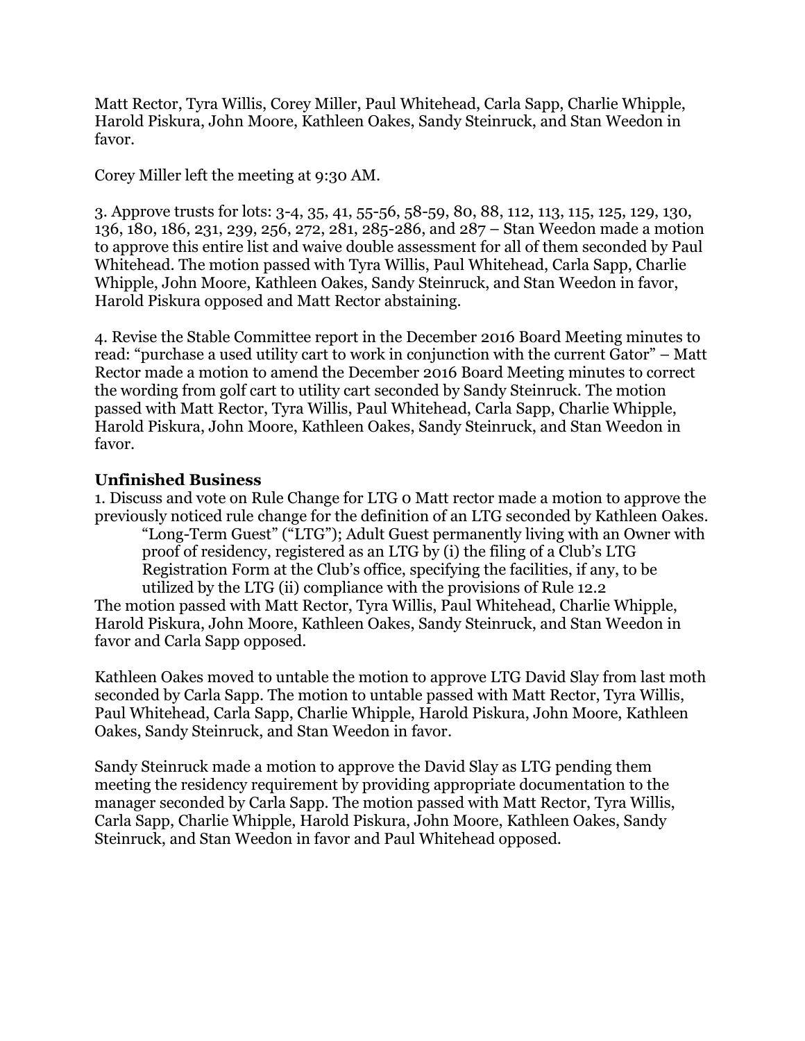Matt Rector, Tyra Willis, Corey Miller, Paul Whitehead, Carla Sapp, Charlie Whipple, Harold Piskura, John Moore, Kathleen Oakes, Sandy Steinruck, and Stan Weedon in favor.

Corey Miller left the meeting at 9:30 AM.

3. Approve trusts for lots: 3-4, 35, 41, 55-56, 58-59, 80, 88, 112, 113, 115, 125, 129, 130, 136, 180, 186, 231, 239, 256, 272, 281, 285-286, and 287 – Stan Weedon made a motion to approve this entire list and waive double assessment for all of them seconded by Paul Whitehead. The motion passed with Tyra Willis, Paul Whitehead, Carla Sapp, Charlie Whipple, John Moore, Kathleen Oakes, Sandy Steinruck, and Stan Weedon in favor, Harold Piskura opposed and Matt Rector abstaining.

4. Revise the Stable Committee report in the December 2016 Board Meeting minutes to read: "purchase a used utility cart to work in conjunction with the current Gator" – Matt Rector made a motion to amend the December 2016 Board Meeting minutes to correct the wording from golf cart to utility cart seconded by Sandy Steinruck. The motion passed with Matt Rector, Tyra Willis, Paul Whitehead, Carla Sapp, Charlie Whipple, Harold Piskura, John Moore, Kathleen Oakes, Sandy Steinruck, and Stan Weedon in favor.

**Unfinished Business**

1. Discuss and vote on Rule Change for LTG 0 Matt rector made a motion to approve the previously noticed rule change for the definition of an LTG seconded by Kathleen Oakes.

> "Long-Term Guest" ("LTG"); Adult Guest permanently living with an Owner with proof of residency, registered as an LTG by (i) the filing of a Club's LTG Registration Form at the Club's office, specifying the facilities, if any, to be utilized by the LTG (ii) compliance with the provisions of Rule 12.2

The motion passed with Matt Rector, Tyra Willis, Paul Whitehead, Charlie Whipple, Harold Piskura, John Moore, Kathleen Oakes, Sandy Steinruck, and Stan Weedon in favor and Carla Sapp opposed.

Kathleen Oakes moved to untable the motion to approve LTG David Slay from last moth seconded by Carla Sapp. The motion to untable passed with Matt Rector, Tyra Willis, Paul Whitehead, Carla Sapp, Charlie Whipple, Harold Piskura, John Moore, Kathleen Oakes, Sandy Steinruck, and Stan Weedon in favor.

Sandy Steinruck made a motion to approve the David Slay as LTG pending them meeting the residency requirement by providing appropriate documentation to the manager seconded by Carla Sapp. The motion passed with Matt Rector, Tyra Willis, Carla Sapp, Charlie Whipple, Harold Piskura, John Moore, Kathleen Oakes, Sandy Steinruck, and Stan Weedon in favor and Paul Whitehead opposed.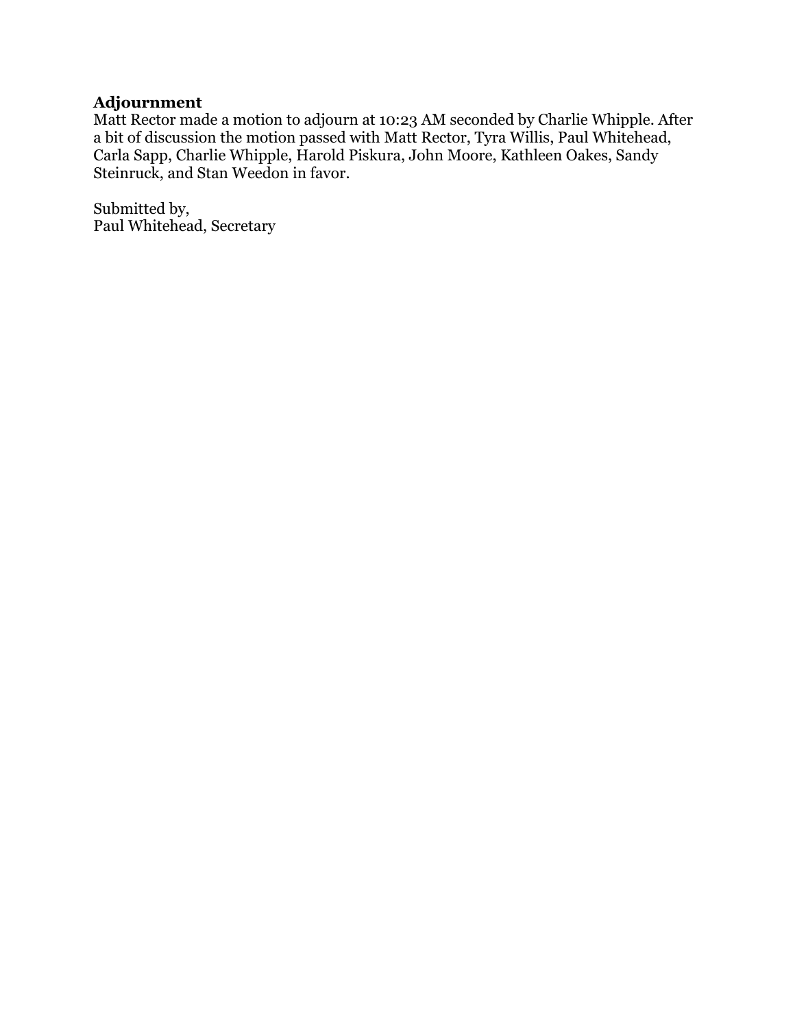**Adjournment**
Matt Rector made a motion to adjourn at 10:23 AM seconded by Charlie Whipple. After a bit of discussion the motion passed with Matt Rector, Tyra Willis, Paul Whitehead, Carla Sapp, Charlie Whipple, Harold Piskura, John Moore, Kathleen Oakes, Sandy Steinruck, and Stan Weedon in favor.

Submitted by,
Paul Whitehead, Secretary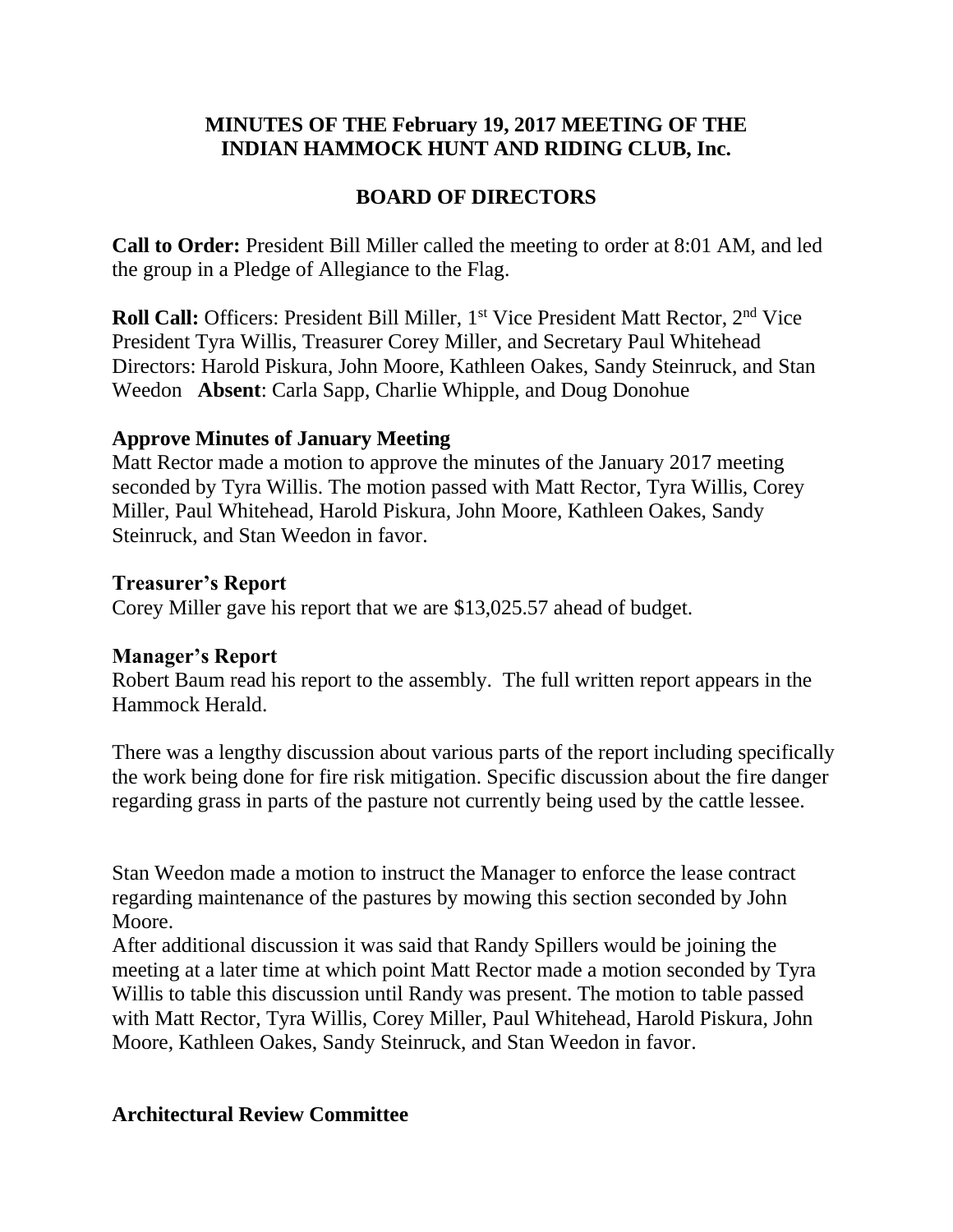**MINUTES OF THE February 19, 2017 MEETING OF THE INDIAN HAMMOCK HUNT AND RIDING CLUB, Inc.**

**BOARD OF DIRECTORS**

**Call to Order:** President Bill Miller called the meeting to order at 8:01 AM, and led the group in a Pledge of Allegiance to the Flag.

**Roll Call:** Officers: President Bill Miller, 1st Vice President Matt Rector, 2nd Vice President Tyra Willis, Treasurer Corey Miller, and Secretary Paul Whitehead Directors: Harold Piskura, John Moore, Kathleen Oakes, Sandy Steinruck, and Stan Weedon **Absent**: Carla Sapp, Charlie Whipple, and Doug Donohue

**Approve Minutes of January Meeting**

Matt Rector made a motion to approve the minutes of the January 2017 meeting seconded by Tyra Willis. The motion passed with Matt Rector, Tyra Willis, Corey Miller, Paul Whitehead, Harold Piskura, John Moore, Kathleen Oakes, Sandy Steinruck, and Stan Weedon in favor.

**Treasurer's Report**

Corey Miller gave his report that we are $13,025.57 ahead of budget.

**Manager's Report**

Robert Baum read his report to the assembly. The full written report appears in the Hammock Herald.

There was a lengthy discussion about various parts of the report including specifically the work being done for fire risk mitigation. Specific discussion about the fire danger regarding grass in parts of the pasture not currently being used by the cattle lessee.

Stan Weedon made a motion to instruct the Manager to enforce the lease contract regarding maintenance of the pastures by mowing this section seconded by John Moore.

After additional discussion it was said that Randy Spillers would be joining the meeting at a later time at which point Matt Rector made a motion seconded by Tyra Willis to table this discussion until Randy was present. The motion to table passed with Matt Rector, Tyra Willis, Corey Miller, Paul Whitehead, Harold Piskura, John Moore, Kathleen Oakes, Sandy Steinruck, and Stan Weedon in favor.

**Architectural Review Committee**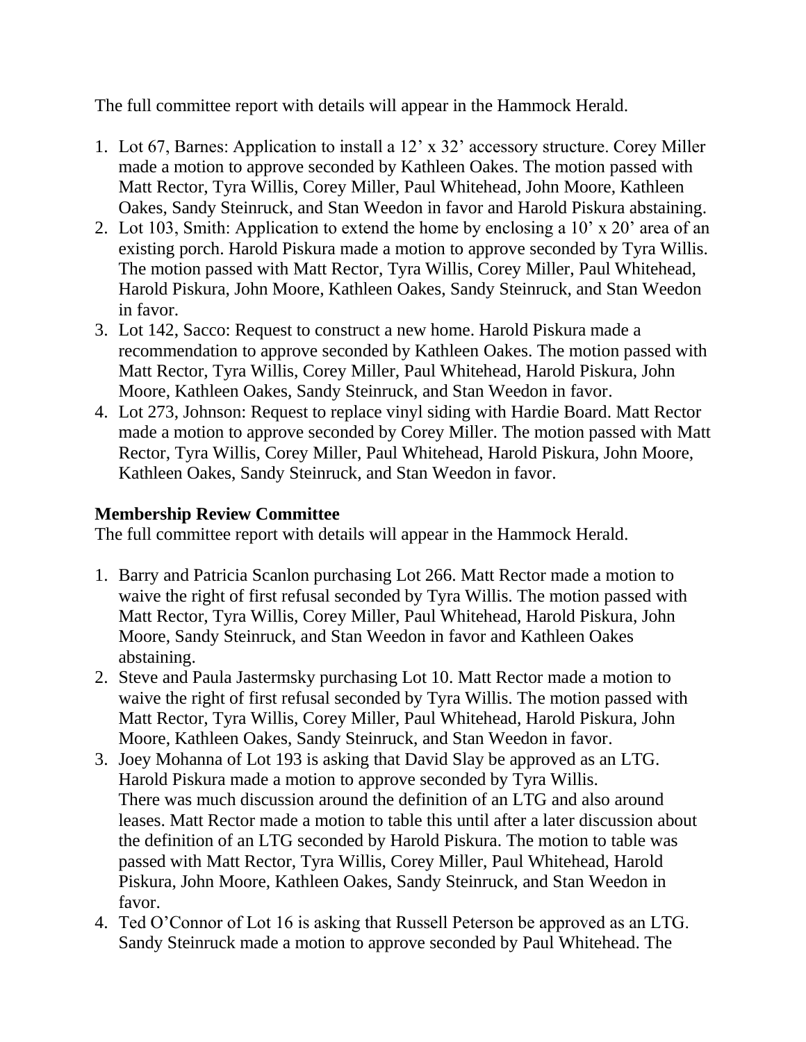The full committee report with details will appear in the Hammock Herald.

1. Lot 67, Barnes: Application to install a 12' x 32' accessory structure. Corey Miller made a motion to approve seconded by Kathleen Oakes. The motion passed with Matt Rector, Tyra Willis, Corey Miller, Paul Whitehead, John Moore, Kathleen Oakes, Sandy Steinruck, and Stan Weedon in favor and Harold Piskura abstaining.
2. Lot 103, Smith: Application to extend the home by enclosing a 10' x 20' area of an existing porch. Harold Piskura made a motion to approve seconded by Tyra Willis. The motion passed with Matt Rector, Tyra Willis, Corey Miller, Paul Whitehead, Harold Piskura, John Moore, Kathleen Oakes, Sandy Steinruck, and Stan Weedon in favor.
3. Lot 142, Sacco: Request to construct a new home. Harold Piskura made a recommendation to approve seconded by Kathleen Oakes. The motion passed with Matt Rector, Tyra Willis, Corey Miller, Paul Whitehead, Harold Piskura, John Moore, Kathleen Oakes, Sandy Steinruck, and Stan Weedon in favor.
4. Lot 273, Johnson: Request to replace vinyl siding with Hardie Board. Matt Rector made a motion to approve seconded by Corey Miller. The motion passed with Matt Rector, Tyra Willis, Corey Miller, Paul Whitehead, Harold Piskura, John Moore, Kathleen Oakes, Sandy Steinruck, and Stan Weedon in favor.

**Membership Review Committee**

The full committee report with details will appear in the Hammock Herald.

1. Barry and Patricia Scanlon purchasing Lot 266. Matt Rector made a motion to waive the right of first refusal seconded by Tyra Willis. The motion passed with Matt Rector, Tyra Willis, Corey Miller, Paul Whitehead, Harold Piskura, John Moore, Sandy Steinruck, and Stan Weedon in favor and Kathleen Oakes abstaining.
2. Steve and Paula Jastermsky purchasing Lot 10. Matt Rector made a motion to waive the right of first refusal seconded by Tyra Willis. The motion passed with Matt Rector, Tyra Willis, Corey Miller, Paul Whitehead, Harold Piskura, John Moore, Kathleen Oakes, Sandy Steinruck, and Stan Weedon in favor.
3. Joey Mohanna of Lot 193 is asking that David Slay be approved as an LTG. Harold Piskura made a motion to approve seconded by Tyra Willis.
   There was much discussion around the definition of an LTG and also around leases. Matt Rector made a motion to table this until after a later discussion about the definition of an LTG seconded by Harold Piskura. The motion to table was passed with Matt Rector, Tyra Willis, Corey Miller, Paul Whitehead, Harold Piskura, John Moore, Kathleen Oakes, Sandy Steinruck, and Stan Weedon in favor.
4. Ted O'Connor of Lot 16 is asking that Russell Peterson be approved as an LTG. Sandy Steinruck made a motion to approve seconded by Paul Whitehead. The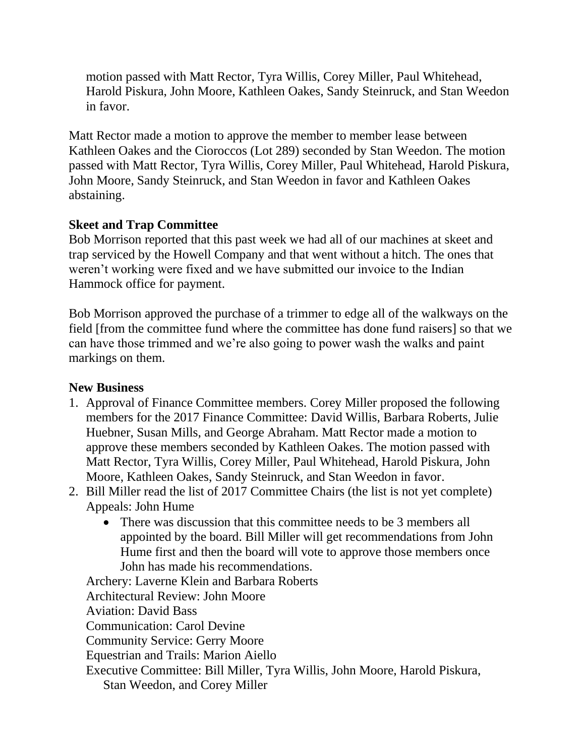motion passed with Matt Rector, Tyra Willis, Corey Miller, Paul Whitehead, Harold Piskura, John Moore, Kathleen Oakes, Sandy Steinruck, and Stan Weedon in favor.

Matt Rector made a motion to approve the member to member lease between Kathleen Oakes and the Cioroccos (Lot 289) seconded by Stan Weedon. The motion passed with Matt Rector, Tyra Willis, Corey Miller, Paul Whitehead, Harold Piskura, John Moore, Sandy Steinruck, and Stan Weedon in favor and Kathleen Oakes abstaining.

**Skeet and Trap Committee**

Bob Morrison reported that this past week we had all of our machines at skeet and trap serviced by the Howell Company and that went without a hitch. The ones that weren't working were fixed and we have submitted our invoice to the Indian Hammock office for payment.

Bob Morrison approved the purchase of a trimmer to edge all of the walkways on the field [from the committee fund where the committee has done fund raisers] so that we can have those trimmed and we're also going to power wash the walks and paint markings on them.

**New Business**

1. Approval of Finance Committee members. Corey Miller proposed the following members for the 2017 Finance Committee: David Willis, Barbara Roberts, Julie Huebner, Susan Mills, and George Abraham. Matt Rector made a motion to approve these members seconded by Kathleen Oakes. The motion passed with Matt Rector, Tyra Willis, Corey Miller, Paul Whitehead, Harold Piskura, John Moore, Kathleen Oakes, Sandy Steinruck, and Stan Weedon in favor.
2. Bill Miller read the list of 2017 Committee Chairs (the list is not yet complete)
   Appeals: John Hume
   - There was discussion that this committee needs to be 3 members all appointed by the board. Bill Miller will get recommendations from John Hume first and then the board will vote to approve those members once John has made his recommendations.

   Archery: Laverne Klein and Barbara Roberts
   Architectural Review: John Moore
   Aviation: David Bass
   Communication: Carol Devine
   Community Service: Gerry Moore
   Equestrian and Trails: Marion Aiello
   Executive Committee: Bill Miller, Tyra Willis, John Moore, Harold Piskura, Stan Weedon, and Corey Miller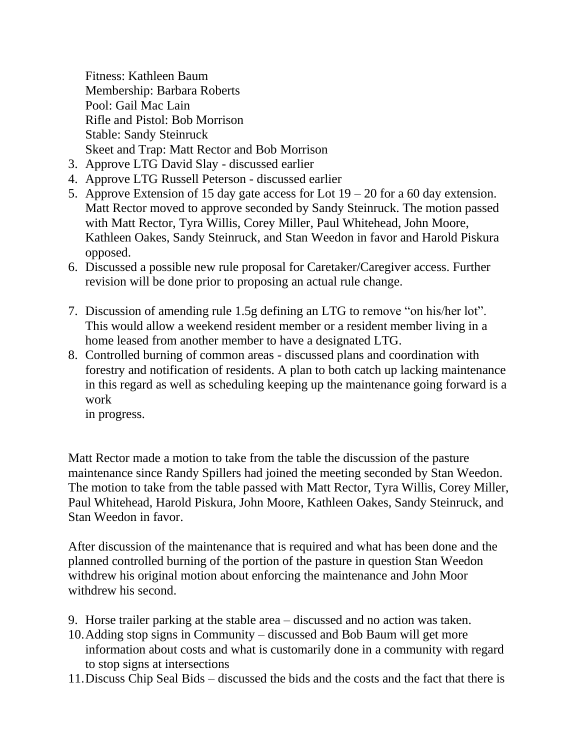Fitness: Kathleen Baum  
Membership: Barbara Roberts  
Pool: Gail Mac Lain  
Rifle and Pistol: Bob Morrison  
Stable: Sandy Steinruck  
Skeet and Trap: Matt Rector and Bob Morrison

3. Approve LTG David Slay - discussed earlier
4. Approve LTG Russell Peterson - discussed earlier
5. Approve Extension of 15 day gate access for Lot 19 – 20 for a 60 day extension. Matt Rector moved to approve seconded by Sandy Steinruck. The motion passed with Matt Rector, Tyra Willis, Corey Miller, Paul Whitehead, John Moore, Kathleen Oakes, Sandy Steinruck, and Stan Weedon in favor and Harold Piskura opposed.
6. Discussed a possible new rule proposal for Caretaker/Caregiver access. Further revision will be done prior to proposing an actual rule change.

7. Discussion of amending rule 1.5g defining an LTG to remove "on his/her lot". This would allow a weekend resident member or a resident member living in a home leased from another member to have a designated LTG.
8. Controlled burning of common areas - discussed plans and coordination with forestry and notification of residents. A plan to both catch up lacking maintenance in this regard as well as scheduling keeping up the maintenance going forward is a work  
   in progress.

Matt Rector made a motion to take from the table the discussion of the pasture maintenance since Randy Spillers had joined the meeting seconded by Stan Weedon. The motion to take from the table passed with Matt Rector, Tyra Willis, Corey Miller, Paul Whitehead, Harold Piskura, John Moore, Kathleen Oakes, Sandy Steinruck, and Stan Weedon in favor.

After discussion of the maintenance that is required and what has been done and the planned controlled burning of the portion of the pasture in question Stan Weedon withdrew his original motion about enforcing the maintenance and John Moor withdrew his second.

9. Horse trailer parking at the stable area – discussed and no action was taken.
10. Adding stop signs in Community – discussed and Bob Baum will get more information about costs and what is customarily done in a community with regard to stop signs at intersections
11. Discuss Chip Seal Bids – discussed the bids and the costs and the fact that there is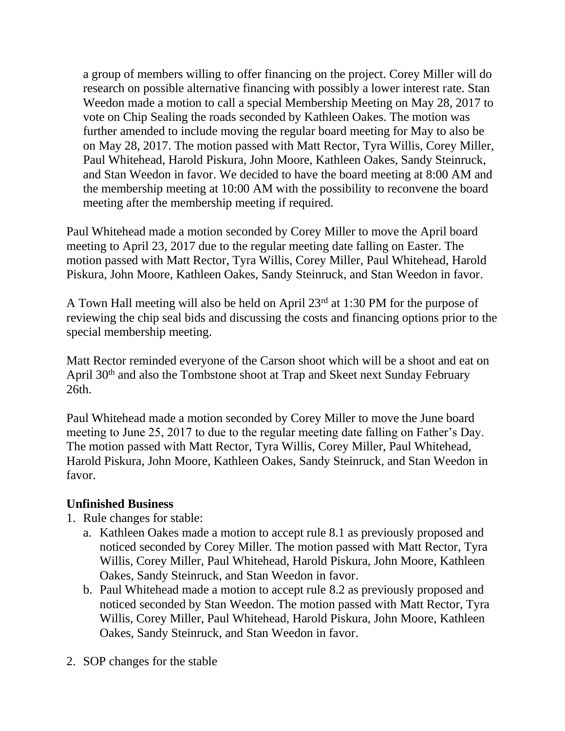a group of members willing to offer financing on the project. Corey Miller will do research on possible alternative financing with possibly a lower interest rate. Stan Weedon made a motion to call a special Membership Meeting on May 28, 2017 to vote on Chip Sealing the roads seconded by Kathleen Oakes. The motion was further amended to include moving the regular board meeting for May to also be on May 28, 2017. The motion passed with Matt Rector, Tyra Willis, Corey Miller, Paul Whitehead, Harold Piskura, John Moore, Kathleen Oakes, Sandy Steinruck, and Stan Weedon in favor. We decided to have the board meeting at 8:00 AM and the membership meeting at 10:00 AM with the possibility to reconvene the board meeting after the membership meeting if required.

Paul Whitehead made a motion seconded by Corey Miller to move the April board meeting to April 23, 2017 due to the regular meeting date falling on Easter. The motion passed with Matt Rector, Tyra Willis, Corey Miller, Paul Whitehead, Harold Piskura, John Moore, Kathleen Oakes, Sandy Steinruck, and Stan Weedon in favor.

A Town Hall meeting will also be held on April 23rd at 1:30 PM for the purpose of reviewing the chip seal bids and discussing the costs and financing options prior to the special membership meeting.

Matt Rector reminded everyone of the Carson shoot which will be a shoot and eat on April 30th and also the Tombstone shoot at Trap and Skeet next Sunday February 26th.

Paul Whitehead made a motion seconded by Corey Miller to move the June board meeting to June 25, 2017 to due to the regular meeting date falling on Father's Day. The motion passed with Matt Rector, Tyra Willis, Corey Miller, Paul Whitehead, Harold Piskura, John Moore, Kathleen Oakes, Sandy Steinruck, and Stan Weedon in favor.

**Unfinished Business**

1. Rule changes for stable:
   a. Kathleen Oakes made a motion to accept rule 8.1 as previously proposed and noticed seconded by Corey Miller. The motion passed with Matt Rector, Tyra Willis, Corey Miller, Paul Whitehead, Harold Piskura, John Moore, Kathleen Oakes, Sandy Steinruck, and Stan Weedon in favor.
   b. Paul Whitehead made a motion to accept rule 8.2 as previously proposed and noticed seconded by Stan Weedon. The motion passed with Matt Rector, Tyra Willis, Corey Miller, Paul Whitehead, Harold Piskura, John Moore, Kathleen Oakes, Sandy Steinruck, and Stan Weedon in favor.

2. SOP changes for the stable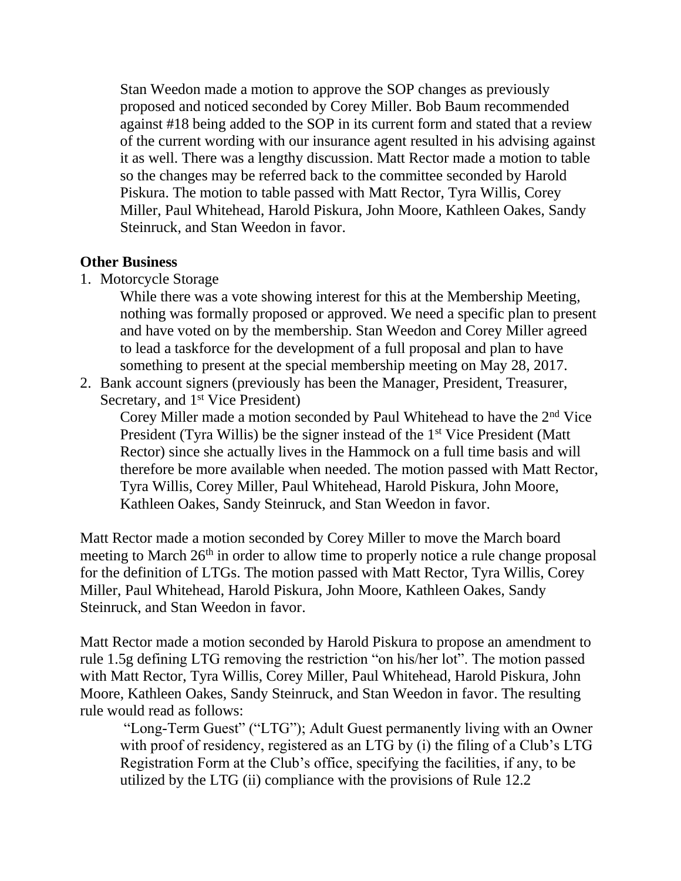Stan Weedon made a motion to approve the SOP changes as previously proposed and noticed seconded by Corey Miller. Bob Baum recommended against #18 being added to the SOP in its current form and stated that a review of the current wording with our insurance agent resulted in his advising against it as well. There was a lengthy discussion. Matt Rector made a motion to table so the changes may be referred back to the committee seconded by Harold Piskura. The motion to table passed with Matt Rector, Tyra Willis, Corey Miller, Paul Whitehead, Harold Piskura, John Moore, Kathleen Oakes, Sandy Steinruck, and Stan Weedon in favor.

**Other Business**

1. Motorcycle Storage

   While there was a vote showing interest for this at the Membership Meeting, nothing was formally proposed or approved. We need a specific plan to present and have voted on by the membership. Stan Weedon and Corey Miller agreed to lead a taskforce for the development of a full proposal and plan to have something to present at the special membership meeting on May 28, 2017.

2. Bank account signers (previously has been the Manager, President, Treasurer, Secretary, and 1st Vice President)

   Corey Miller made a motion seconded by Paul Whitehead to have the 2nd Vice President (Tyra Willis) be the signer instead of the 1st Vice President (Matt Rector) since she actually lives in the Hammock on a full time basis and will therefore be more available when needed. The motion passed with Matt Rector, Tyra Willis, Corey Miller, Paul Whitehead, Harold Piskura, John Moore, Kathleen Oakes, Sandy Steinruck, and Stan Weedon in favor.

Matt Rector made a motion seconded by Corey Miller to move the March board meeting to March 26th in order to allow time to properly notice a rule change proposal for the definition of LTGs. The motion passed with Matt Rector, Tyra Willis, Corey Miller, Paul Whitehead, Harold Piskura, John Moore, Kathleen Oakes, Sandy Steinruck, and Stan Weedon in favor.

Matt Rector made a motion seconded by Harold Piskura to propose an amendment to rule 1.5g defining LTG removing the restriction "on his/her lot". The motion passed with Matt Rector, Tyra Willis, Corey Miller, Paul Whitehead, Harold Piskura, John Moore, Kathleen Oakes, Sandy Steinruck, and Stan Weedon in favor. The resulting rule would read as follows:

> "Long-Term Guest" ("LTG"); Adult Guest permanently living with an Owner with proof of residency, registered as an LTG by (i) the filing of a Club's LTG Registration Form at the Club's office, specifying the facilities, if any, to be utilized by the LTG (ii) compliance with the provisions of Rule 12.2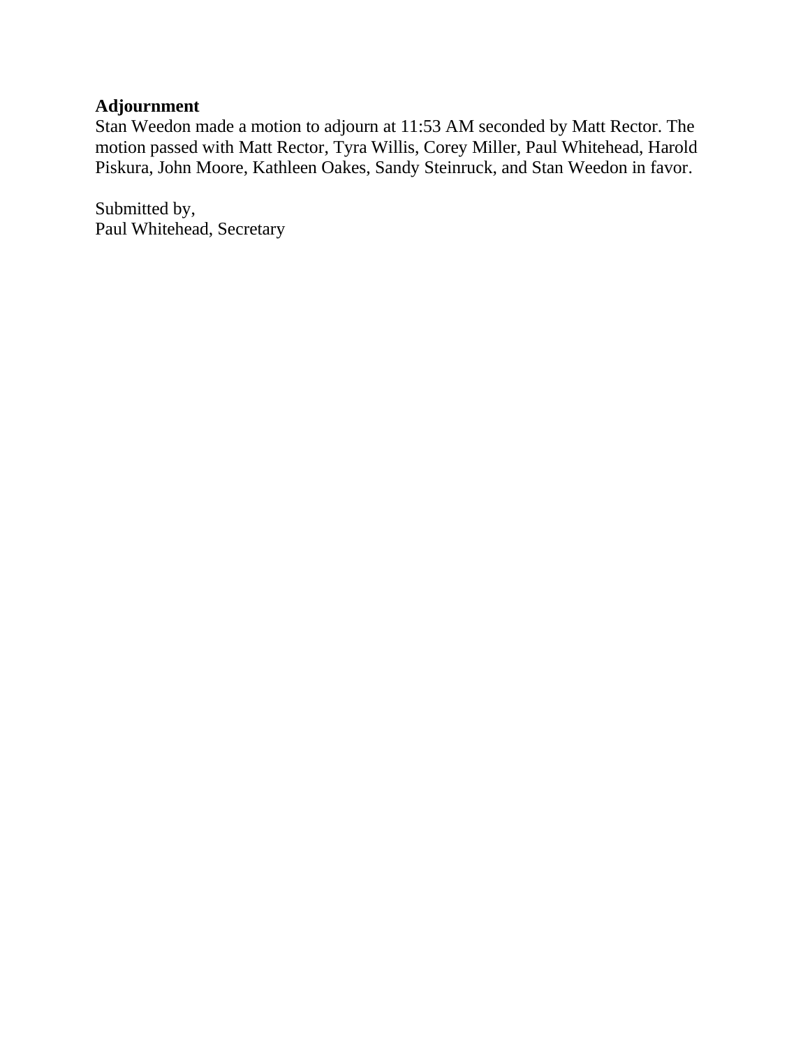**Adjournment**

Stan Weedon made a motion to adjourn at 11:53 AM seconded by Matt Rector. The motion passed with Matt Rector, Tyra Willis, Corey Miller, Paul Whitehead, Harold Piskura, John Moore, Kathleen Oakes, Sandy Steinruck, and Stan Weedon in favor.

Submitted by,  
Paul Whitehead, Secretary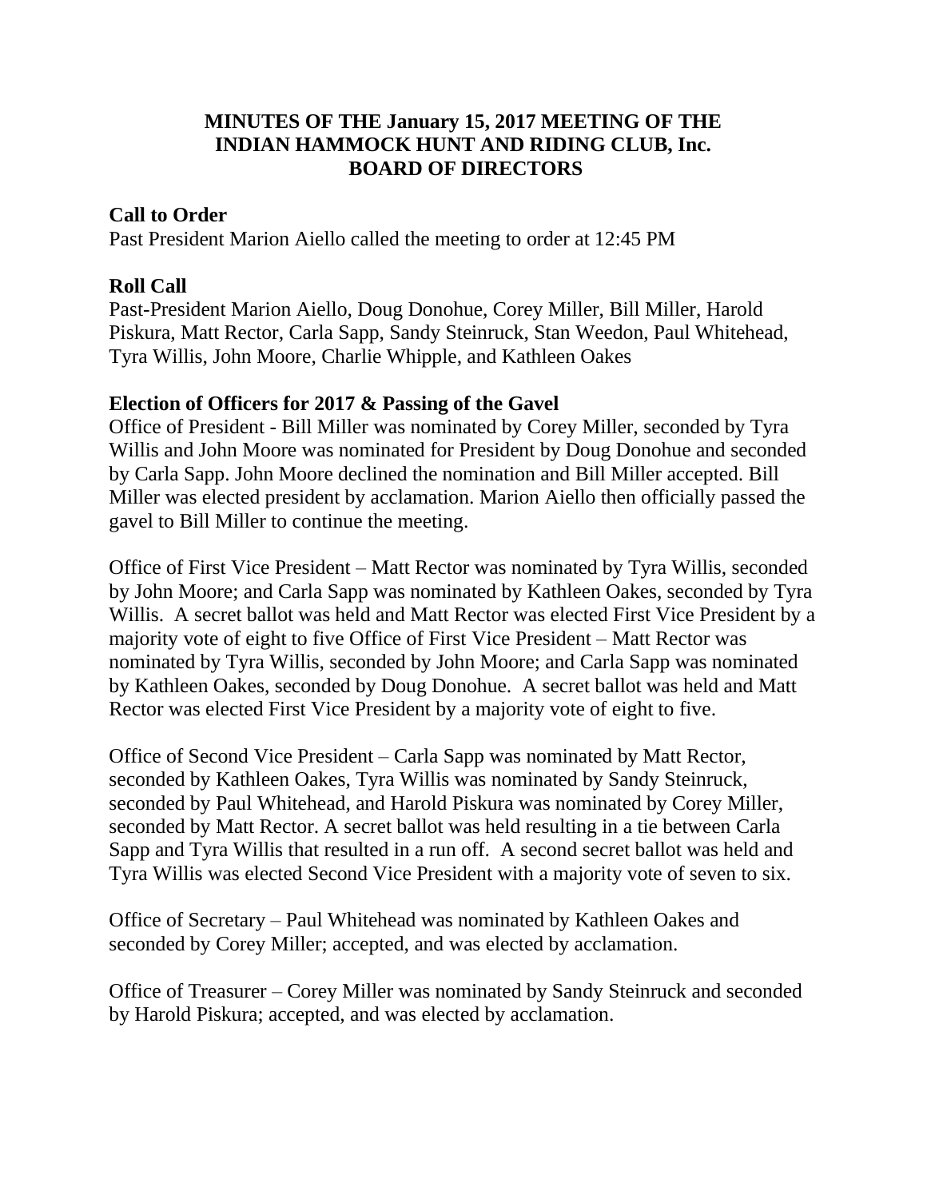**MINUTES OF THE January 15, 2017 MEETING OF THE INDIAN HAMMOCK HUNT AND RIDING CLUB, Inc. BOARD OF DIRECTORS**

**Call to Order**
Past President Marion Aiello called the meeting to order at 12:45 PM

**Roll Call**
Past-President Marion Aiello, Doug Donohue, Corey Miller, Bill Miller, Harold Piskura, Matt Rector, Carla Sapp, Sandy Steinruck, Stan Weedon, Paul Whitehead, Tyra Willis, John Moore, Charlie Whipple, and Kathleen Oakes

**Election of Officers for 2017 & Passing of the Gavel**
Office of President - Bill Miller was nominated by Corey Miller, seconded by Tyra Willis and John Moore was nominated for President by Doug Donohue and seconded by Carla Sapp. John Moore declined the nomination and Bill Miller accepted. Bill Miller was elected president by acclamation. Marion Aiello then officially passed the gavel to Bill Miller to continue the meeting.

Office of First Vice President – Matt Rector was nominated by Tyra Willis, seconded by John Moore; and Carla Sapp was nominated by Kathleen Oakes, seconded by Tyra Willis. A secret ballot was held and Matt Rector was elected First Vice President by a majority vote of eight to five Office of First Vice President – Matt Rector was nominated by Tyra Willis, seconded by John Moore; and Carla Sapp was nominated by Kathleen Oakes, seconded by Doug Donohue. A secret ballot was held and Matt Rector was elected First Vice President by a majority vote of eight to five.

Office of Second Vice President – Carla Sapp was nominated by Matt Rector, seconded by Kathleen Oakes, Tyra Willis was nominated by Sandy Steinruck, seconded by Paul Whitehead, and Harold Piskura was nominated by Corey Miller, seconded by Matt Rector. A secret ballot was held resulting in a tie between Carla Sapp and Tyra Willis that resulted in a run off. A second secret ballot was held and Tyra Willis was elected Second Vice President with a majority vote of seven to six.

Office of Secretary – Paul Whitehead was nominated by Kathleen Oakes and seconded by Corey Miller; accepted, and was elected by acclamation.

Office of Treasurer – Corey Miller was nominated by Sandy Steinruck and seconded by Harold Piskura; accepted, and was elected by acclamation.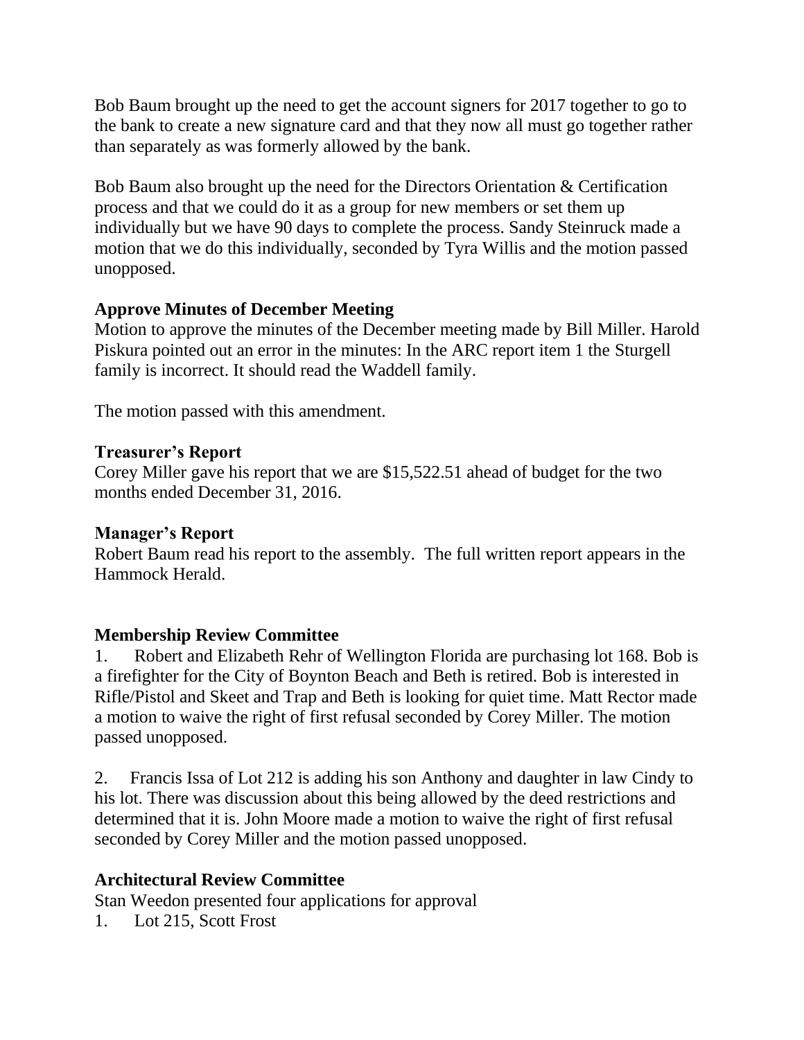Bob Baum brought up the need to get the account signers for 2017 together to go to the bank to create a new signature card and that they now all must go together rather than separately as was formerly allowed by the bank.

Bob Baum also brought up the need for the Directors Orientation & Certification process and that we could do it as a group for new members or set them up individually but we have 90 days to complete the process. Sandy Steinruck made a motion that we do this individually, seconded by Tyra Willis and the motion passed unopposed.

**Approve Minutes of December Meeting**

Motion to approve the minutes of the December meeting made by Bill Miller. Harold Piskura pointed out an error in the minutes: In the ARC report item 1 the Sturgell family is incorrect. It should read the Waddell family.

The motion passed with this amendment.

**Treasurer's Report**

Corey Miller gave his report that we are $15,522.51 ahead of budget for the two months ended December 31, 2016.

**Manager's Report**

Robert Baum read his report to the assembly. The full written report appears in the Hammock Herald.

**Membership Review Committee**

1. Robert and Elizabeth Rehr of Wellington Florida are purchasing lot 168. Bob is a firefighter for the City of Boynton Beach and Beth is retired. Bob is interested in Rifle/Pistol and Skeet and Trap and Beth is looking for quiet time. Matt Rector made a motion to waive the right of first refusal seconded by Corey Miller. The motion passed unopposed.

2. Francis Issa of Lot 212 is adding his son Anthony and daughter in law Cindy to his lot. There was discussion about this being allowed by the deed restrictions and determined that it is. John Moore made a motion to waive the right of first refusal seconded by Corey Miller and the motion passed unopposed.

**Architectural Review Committee**

Stan Weedon presented four applications for approval

1. Lot 215, Scott Frost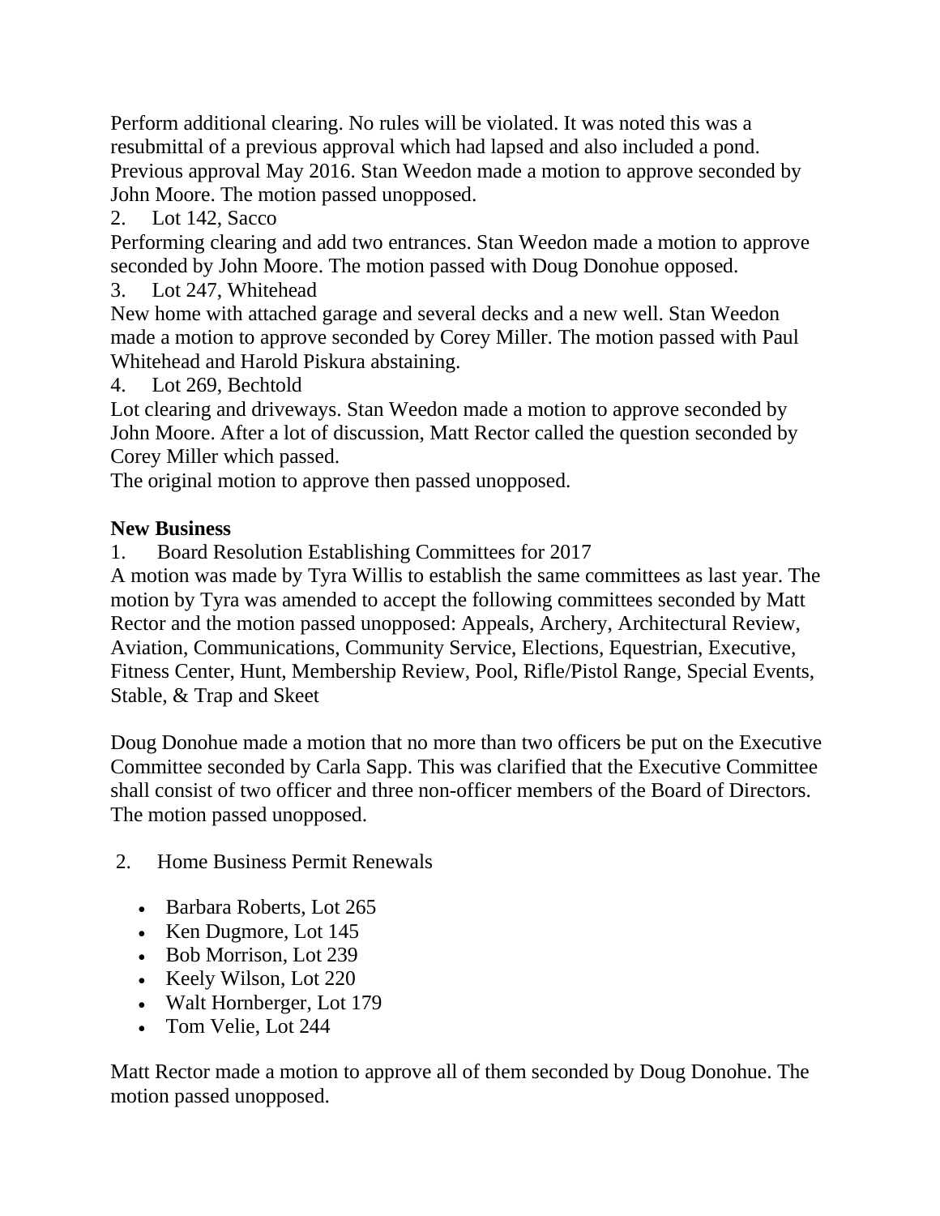Perform additional clearing. No rules will be violated. It was noted this was a resubmittal of a previous approval which had lapsed and also included a pond. Previous approval May 2016. Stan Weedon made a motion to approve seconded by John Moore. The motion passed unopposed.

2. Lot 142, Sacco

Performing clearing and add two entrances. Stan Weedon made a motion to approve seconded by John Moore. The motion passed with Doug Donohue opposed.

3. Lot 247, Whitehead

New home with attached garage and several decks and a new well. Stan Weedon made a motion to approve seconded by Corey Miller. The motion passed with Paul Whitehead and Harold Piskura abstaining.

4. Lot 269, Bechtold

Lot clearing and driveways. Stan Weedon made a motion to approve seconded by John Moore. After a lot of discussion, Matt Rector called the question seconded by Corey Miller which passed.

The original motion to approve then passed unopposed.

**New Business**

1. Board Resolution Establishing Committees for 2017

A motion was made by Tyra Willis to establish the same committees as last year. The motion by Tyra was amended to accept the following committees seconded by Matt Rector and the motion passed unopposed: Appeals, Archery, Architectural Review, Aviation, Communications, Community Service, Elections, Equestrian, Executive, Fitness Center, Hunt, Membership Review, Pool, Rifle/Pistol Range, Special Events, Stable, & Trap and Skeet

Doug Donohue made a motion that no more than two officers be put on the Executive Committee seconded by Carla Sapp. This was clarified that the Executive Committee shall consist of two officer and three non-officer members of the Board of Directors. The motion passed unopposed.

2. Home Business Permit Renewals

- Barbara Roberts, Lot 265
- Ken Dugmore, Lot 145
- Bob Morrison, Lot 239
- Keely Wilson, Lot 220
- Walt Hornberger, Lot 179
- Tom Velie, Lot 244

Matt Rector made a motion to approve all of them seconded by Doug Donohue. The motion passed unopposed.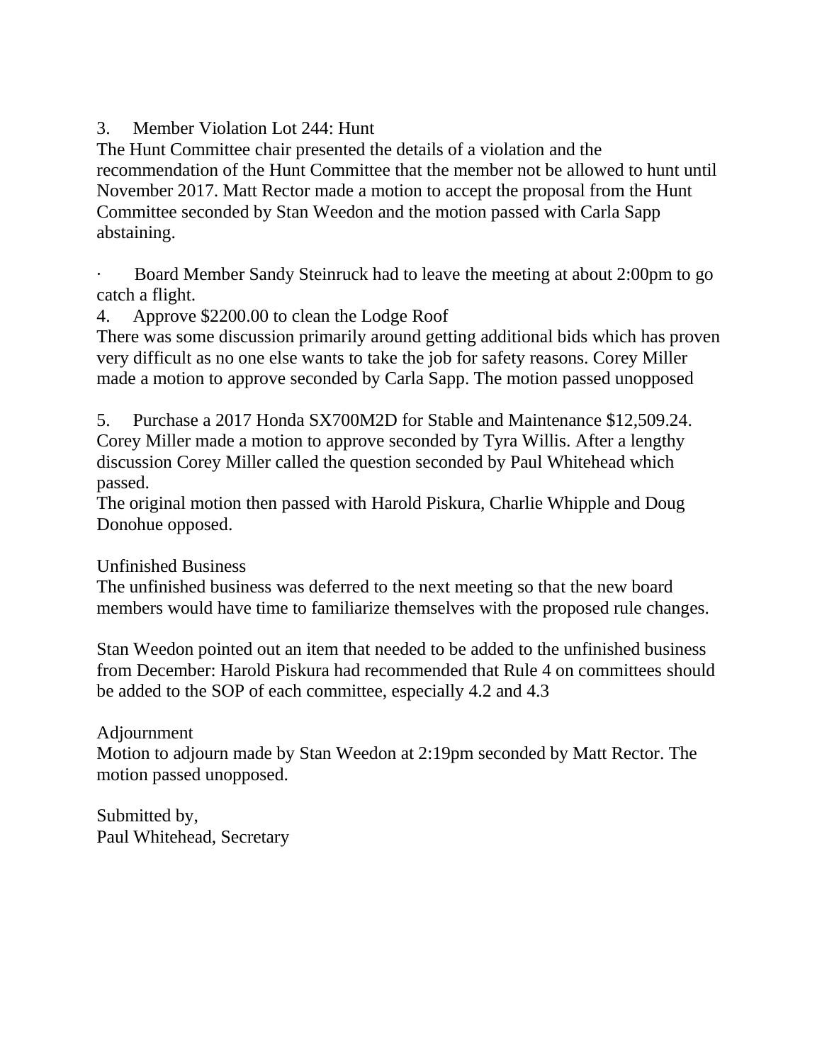3. Member Violation Lot 244: Hunt

The Hunt Committee chair presented the details of a violation and the recommendation of the Hunt Committee that the member not be allowed to hunt until November 2017. Matt Rector made a motion to accept the proposal from the Hunt Committee seconded by Stan Weedon and the motion passed with Carla Sapp abstaining.

· Board Member Sandy Steinruck had to leave the meeting at about 2:00pm to go catch a flight.

4. Approve $2200.00 to clean the Lodge Roof

There was some discussion primarily around getting additional bids which has proven very difficult as no one else wants to take the job for safety reasons. Corey Miller made a motion to approve seconded by Carla Sapp. The motion passed unopposed

5. Purchase a 2017 Honda SX700M2D for Stable and Maintenance $12,509.24.

Corey Miller made a motion to approve seconded by Tyra Willis. After a lengthy discussion Corey Miller called the question seconded by Paul Whitehead which passed.

The original motion then passed with Harold Piskura, Charlie Whipple and Doug Donohue opposed.

Unfinished Business

The unfinished business was deferred to the next meeting so that the new board members would have time to familiarize themselves with the proposed rule changes.

Stan Weedon pointed out an item that needed to be added to the unfinished business from December: Harold Piskura had recommended that Rule 4 on committees should be added to the SOP of each committee, especially 4.2 and 4.3

Adjournment

Motion to adjourn made by Stan Weedon at 2:19pm seconded by Matt Rector. The motion passed unopposed.

Submitted by,
Paul Whitehead, Secretary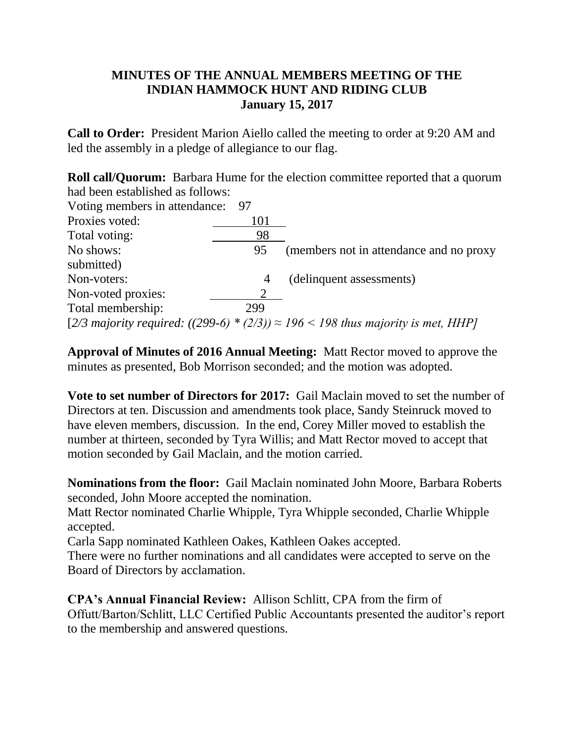**MINUTES OF THE ANNUAL MEMBERS MEETING OF THE INDIAN HAMMOCK HUNT AND RIDING CLUB**
**January 15, 2017**

**Call to Order:** President Marion Aiello called the meeting to order at 9:20 AM and led the assembly in a pledge of allegiance to our flag.

**Roll call/Quorum:** Barbara Hume for the election committee reported that a quorum had been established as follows:

| | | |
|---|---|---|
| Voting members in attendance: | 97 | |
| Proxies voted: | 101 | |
| Total voting: | 98 | |
| No shows: | 95 | (members not in attendance and no proxy submitted) |
| Non-voters: | 4 | (delinquent assessments) |
| Non-voted proxies: | 2 | |
| Total membership: | 299 | |

[*2/3 majority required: ((299-6) * (2/3)) ≈ 196 < 198 thus majority is met, HHP]*

**Approval of Minutes of 2016 Annual Meeting:** Matt Rector moved to approve the minutes as presented, Bob Morrison seconded; and the motion was adopted.

**Vote to set number of Directors for 2017:** Gail Maclain moved to set the number of Directors at ten. Discussion and amendments took place, Sandy Steinruck moved to have eleven members, discussion. In the end, Corey Miller moved to establish the number at thirteen, seconded by Tyra Willis; and Matt Rector moved to accept that motion seconded by Gail Maclain, and the motion carried.

**Nominations from the floor:** Gail Maclain nominated John Moore, Barbara Roberts seconded, John Moore accepted the nomination.
Matt Rector nominated Charlie Whipple, Tyra Whipple seconded, Charlie Whipple accepted.
Carla Sapp nominated Kathleen Oakes, Kathleen Oakes accepted.
There were no further nominations and all candidates were accepted to serve on the Board of Directors by acclamation.

**CPA's Annual Financial Review:** Allison Schlitt, CPA from the firm of Offutt/Barton/Schlitt, LLC Certified Public Accountants presented the auditor's report to the membership and answered questions.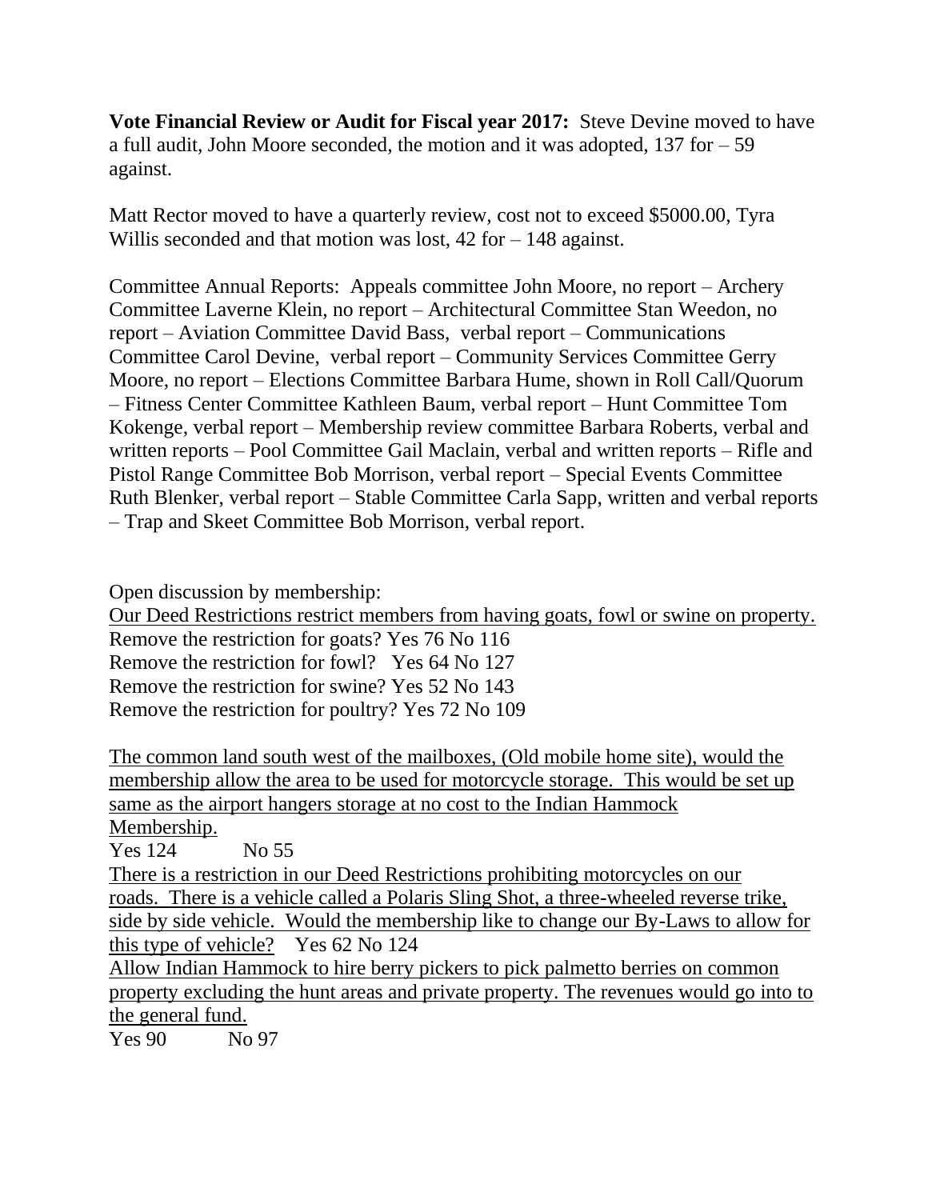**Vote Financial Review or Audit for Fiscal year 2017:** Steve Devine moved to have a full audit, John Moore seconded, the motion and it was adopted, 137 for – 59 against.

Matt Rector moved to have a quarterly review, cost not to exceed $5000.00, Tyra Willis seconded and that motion was lost, 42 for – 148 against.

Committee Annual Reports: Appeals committee John Moore, no report – Archery Committee Laverne Klein, no report – Architectural Committee Stan Weedon, no report – Aviation Committee David Bass, verbal report – Communications Committee Carol Devine, verbal report – Community Services Committee Gerry Moore, no report – Elections Committee Barbara Hume, shown in Roll Call/Quorum – Fitness Center Committee Kathleen Baum, verbal report – Hunt Committee Tom Kokenge, verbal report – Membership review committee Barbara Roberts, verbal and written reports – Pool Committee Gail Maclain, verbal and written reports – Rifle and Pistol Range Committee Bob Morrison, verbal report – Special Events Committee Ruth Blenker, verbal report – Stable Committee Carla Sapp, written and verbal reports – Trap and Skeet Committee Bob Morrison, verbal report.

Open discussion by membership:

<u>Our Deed Restrictions restrict members from having goats, fowl or swine on property.</u>

Remove the restriction for goats? Yes 76 No 116

Remove the restriction for fowl? Yes 64 No 127

Remove the restriction for swine? Yes 52 No 143

Remove the restriction for poultry? Yes 72 No 109

<u>The common land south west of the mailboxes, (Old mobile home site), would the membership allow the area to be used for motorcycle storage. This would be set up same as the airport hangers storage at no cost to the Indian Hammock Membership.</u>

Yes 124 No 55

<u>There is a restriction in our Deed Restrictions prohibiting motorcycles on our roads. There is a vehicle called a Polaris Sling Shot, a three-wheeled reverse trike, side by side vehicle. Would the membership like to change our By-Laws to allow for this type of vehicle?</u> Yes 62 No 124

<u>Allow Indian Hammock to hire berry pickers to pick palmetto berries on common property excluding the hunt areas and private property. The revenues would go into to the general fund.</u>

Yes 90 No 97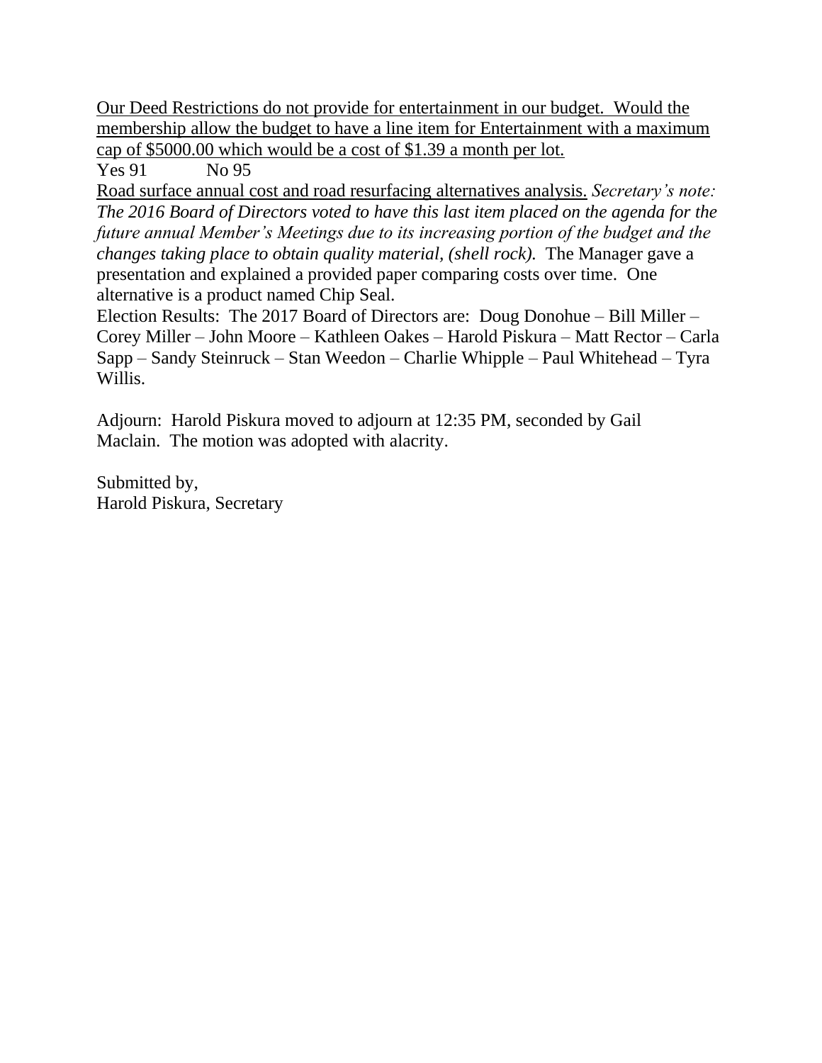<u>Our Deed Restrictions do not provide for entertainment in our budget. Would the membership allow the budget to have a line item for Entertainment with a maximum cap of $5000.00 which would be a cost of $1.39 a month per lot.</u>
Yes 91 No 95

<u>Road surface annual cost and road resurfacing alternatives analysis.</u> *Secretary's note: The 2016 Board of Directors voted to have this last item placed on the agenda for the future annual Member's Meetings due to its increasing portion of the budget and the changes taking place to obtain quality material, (shell rock).* The Manager gave a presentation and explained a provided paper comparing costs over time. One alternative is a product named Chip Seal.

Election Results: The 2017 Board of Directors are: Doug Donohue – Bill Miller – Corey Miller – John Moore – Kathleen Oakes – Harold Piskura – Matt Rector – Carla Sapp – Sandy Steinruck – Stan Weedon – Charlie Whipple – Paul Whitehead – Tyra Willis.

Adjourn: Harold Piskura moved to adjourn at 12:35 PM, seconded by Gail Maclain. The motion was adopted with alacrity.

Submitted by,
Harold Piskura, Secretary